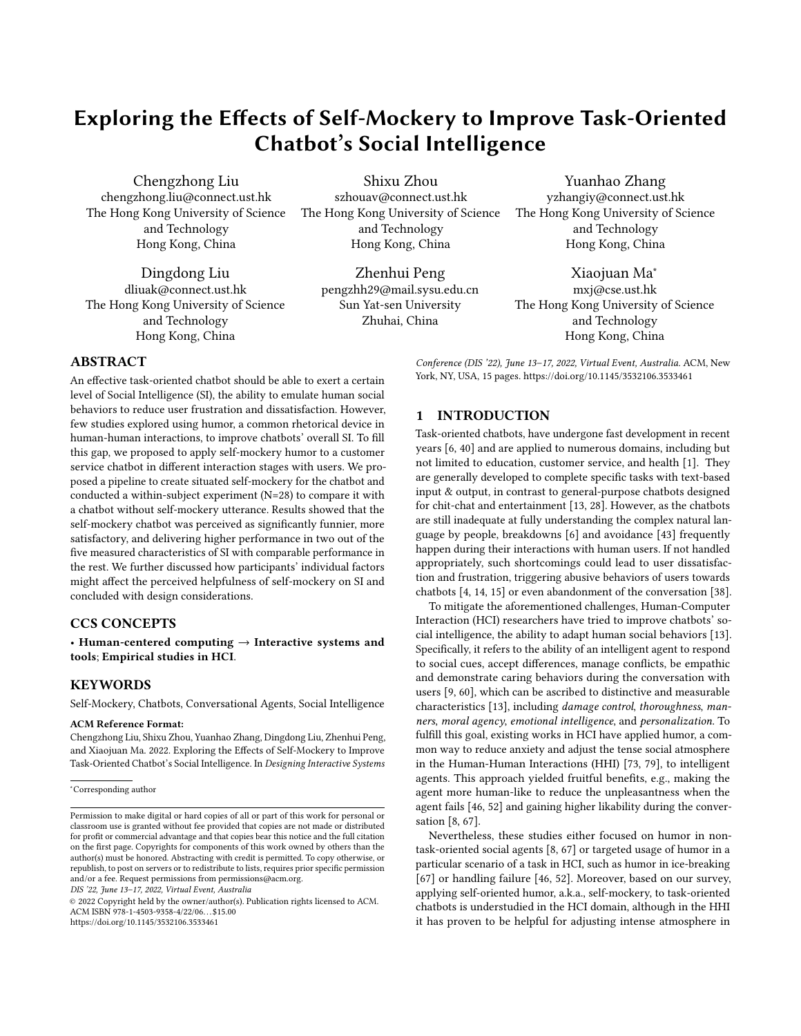# Exploring the Effects of Self-Mockery to Improve Task-Oriented Chatbot's Social Intelligence

Chengzhong Liu
chengzhong.liu@connect.ust.hk
The Hong Kong University of Science and Technology
Hong Kong, China

Shixu Zhou
szhouav@connect.ust.hk
The Hong Kong University of Science and Technology
Hong Kong, China

Yuanhao Zhang
yzhangiy@connect.ust.hk
The Hong Kong University of Science and Technology
Hong Kong, China

Dingdong Liu
dliuak@connect.ust.hk
The Hong Kong University of Science and Technology
Hong Kong, China

Zhenhui Peng
pengzhh29@mail.sysu.edu.cn
Sun Yat-sen University
Zhuhai, China

Xiaojuan Ma*
mxj@cse.ust.hk
The Hong Kong University of Science and Technology
Hong Kong, China

## ABSTRACT

An effective task-oriented chatbot should be able to exert a certain level of Social Intelligence (SI), the ability to emulate human social behaviors to reduce user frustration and dissatisfaction. However, few studies explored using humor, a common rhetorical device in human-human interactions, to improve chatbots' overall SI. To fill this gap, we proposed to apply self-mockery humor to a customer service chatbot in different interaction stages with users. We proposed a pipeline to create situated self-mockery for the chatbot and conducted a within-subject experiment (N=28) to compare it with a chatbot without self-mockery utterance. Results showed that the self-mockery chatbot was perceived as significantly funnier, more satisfactory, and delivering higher performance in two out of the five measured characteristics of SI with comparable performance in the rest. We further discussed how participants' individual factors might affect the perceived helpfulness of self-mockery on SI and concluded with design considerations.

## CCS CONCEPTS

• **Human-centered computing** → **Interactive systems and tools**; **Empirical studies in HCI**.

## KEYWORDS

Self-Mockery, Chatbots, Conversational Agents, Social Intelligence

**ACM Reference Format:**
Chengzhong Liu, Shixu Zhou, Yuanhao Zhang, Dingdong Liu, Zhenhui Peng, and Xiaojuan Ma. 2022. Exploring the Effects of Self-Mockery to Improve Task-Oriented Chatbot's Social Intelligence. In *Designing Interactive Systems Conference (DIS '22), June 13–17, 2022, Virtual Event, Australia.* ACM, New York, NY, USA, 15 pages. https://doi.org/10.1145/3532106.3533461

*Corresponding author

Permission to make digital or hard copies of all or part of this work for personal or classroom use is granted without fee provided that copies are not made or distributed for profit or commercial advantage and that copies bear this notice and the full citation on the first page. Copyrights for components of this work owned by others than the author(s) must be honored. Abstracting with credit is permitted. To copy otherwise, or republish, to post on servers or to redistribute to lists, requires prior specific permission and/or a fee. Request permissions from permissions@acm.org.
*DIS '22, June 13–17, 2022, Virtual Event, Australia*
© 2022 Copyright held by the owner/author(s). Publication rights licensed to ACM.
ACM ISBN 978-1-4503-9358-4/22/06…$15.00
https://doi.org/10.1145/3532106.3533461

## 1 INTRODUCTION

Task-oriented chatbots, have undergone fast development in recent years [6, 40] and are applied to numerous domains, including but not limited to education, customer service, and health [1]. They are generally developed to complete specific tasks with text-based input & output, in contrast to general-purpose chatbots designed for chit-chat and entertainment [13, 28]. However, as the chatbots are still inadequate at fully understanding the complex natural language by people, breakdowns [6] and avoidance [43] frequently happen during their interactions with human users. If not handled appropriately, such shortcomings could lead to user dissatisfaction and frustration, triggering abusive behaviors of users towards chatbots [4, 14, 15] or even abandonment of the conversation [38].

To mitigate the aforementioned challenges, Human-Computer Interaction (HCI) researchers have tried to improve chatbots' social intelligence, the ability to adapt human social behaviors [13]. Specifically, it refers to the ability of an intelligent agent to respond to social cues, accept differences, manage conflicts, be empathic and demonstrate caring behaviors during the conversation with users [9, 60], which can be ascribed to distinctive and measurable characteristics [13], including *damage control*, *thoroughness*, *manners*, *moral agency*, *emotional intelligence*, and *personalization*. To fulfill this goal, existing works in HCI have applied humor, a common way to reduce anxiety and adjust the tense social atmosphere in the Human-Human Interactions (HHI) [73, 79], to intelligent agents. This approach yielded fruitful benefits, e.g., making the agent more human-like to reduce the unpleasantness when the agent fails [46, 52] and gaining higher likability during the conversation [8, 67].

Nevertheless, these studies either focused on humor in non-task-oriented social agents [8, 67] or targeted usage of humor in a particular scenario of a task in HCI, such as humor in ice-breaking [67] or handling failure [46, 52]. Moreover, based on our survey, applying self-oriented humor, a.k.a., self-mockery, to task-oriented chatbots is understudied in the HCI domain, although in the HHI it has proven to be helpful for adjusting intense atmosphere in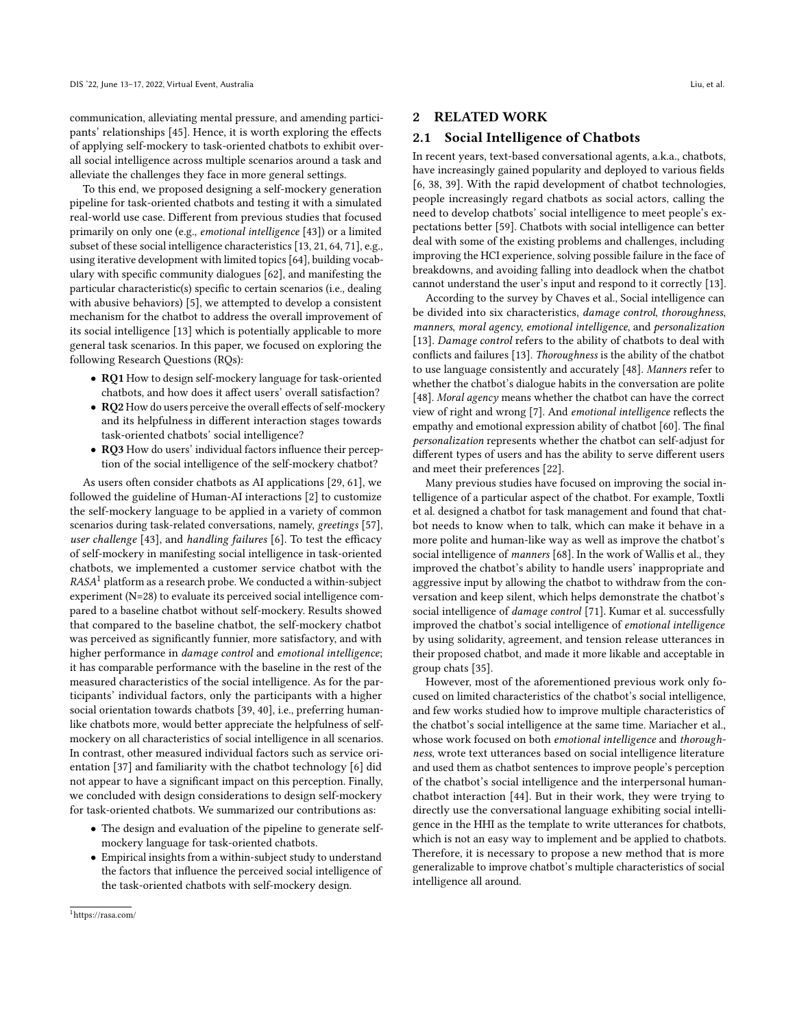communication, alleviating mental pressure, and amending participants' relationships [45]. Hence, it is worth exploring the effects of applying self-mockery to task-oriented chatbots to exhibit overall social intelligence across multiple scenarios around a task and alleviate the challenges they face in more general settings.

To this end, we proposed designing a self-mockery generation pipeline for task-oriented chatbots and testing it with a simulated real-world use case. Different from previous studies that focused primarily on only one (e.g., *emotional intelligence* [43]) or a limited subset of these social intelligence characteristics [13, 21, 64, 71], e.g., using iterative development with limited topics [64], building vocabulary with specific community dialogues [62], and manifesting the particular characteristic(s) specific to certain scenarios (i.e., dealing with abusive behaviors) [5], we attempted to develop a consistent mechanism for the chatbot to address the overall improvement of its social intelligence [13] which is potentially applicable to more general task scenarios. In this paper, we focused on exploring the following Research Questions (RQs):

- **RQ1** How to design self-mockery language for task-oriented chatbots, and how does it affect users' overall satisfaction?
- **RQ2** How do users perceive the overall effects of self-mockery and its helpfulness in different interaction stages towards task-oriented chatbots' social intelligence?
- **RQ3** How do users' individual factors influence their perception of the social intelligence of the self-mockery chatbot?

As users often consider chatbots as AI applications [29, 61], we followed the guideline of Human-AI interactions [2] to customize the self-mockery language to be applied in a variety of common scenarios during task-related conversations, namely, *greetings* [57], *user challenge* [43], and *handling failures* [6]. To test the efficacy of self-mockery in manifesting social intelligence in task-oriented chatbots, we implemented a customer service chatbot with the *RASA*[1] platform as a research probe. We conducted a within-subject experiment (N=28) to evaluate its perceived social intelligence compared to a baseline chatbot without self-mockery. Results showed that compared to the baseline chatbot, the self-mockery chatbot was perceived as significantly funnier, more satisfactory, and with higher performance in *damage control* and *emotional intelligence*; it has comparable performance with the baseline in the rest of the measured characteristics of the social intelligence. As for the participants' individual factors, only the participants with a higher social orientation towards chatbots [39, 40], i.e., preferring human-like chatbots more, would better appreciate the helpfulness of self-mockery on all characteristics of social intelligence in all scenarios. In contrast, other measured individual factors such as service orientation [37] and familiarity with the chatbot technology [6] did not appear to have a significant impact on this perception. Finally, we concluded with design considerations to design self-mockery for task-oriented chatbots. We summarized our contributions as:

- The design and evaluation of the pipeline to generate self-mockery language for task-oriented chatbots.
- Empirical insights from a within-subject study to understand the factors that influence the perceived social intelligence of the task-oriented chatbots with self-mockery design.

[1] https://rasa.com/

## 2 RELATED WORK

### 2.1 Social Intelligence of Chatbots

In recent years, text-based conversational agents, a.k.a., chatbots, have increasingly gained popularity and deployed to various fields [6, 38, 39]. With the rapid development of chatbot technologies, people increasingly regard chatbots as social actors, calling the need to develop chatbots' social intelligence to meet people's expectations better [59]. Chatbots with social intelligence can better deal with some of the existing problems and challenges, including improving the HCI experience, solving possible failure in the face of breakdowns, and avoiding falling into deadlock when the chatbot cannot understand the user's input and respond to it correctly [13].

According to the survey by Chaves et al., Social intelligence can be divided into six characteristics, *damage control*, *thoroughness*, *manners*, *moral agency*, *emotional intelligence*, and *personalization* [13]. *Damage control* refers to the ability of chatbots to deal with conflicts and failures [13]. *Thoroughness* is the ability of the chatbot to use language consistently and accurately [48]. *Manners* refer to whether the chatbot's dialogue habits in the conversation are polite [48]. *Moral agency* means whether the chatbot can have the correct view of right and wrong [7]. And *emotional intelligence* reflects the empathy and emotional expression ability of chatbot [60]. The final *personalization* represents whether the chatbot can self-adjust for different types of users and has the ability to serve different users and meet their preferences [22].

Many previous studies have focused on improving the social intelligence of a particular aspect of the chatbot. For example, Toxtli et al. designed a chatbot for task management and found that chatbot needs to know when to talk, which can make it behave in a more polite and human-like way as well as improve the chatbot's social intelligence of *manners* [68]. In the work of Wallis et al., they improved the chatbot's ability to handle users' inappropriate and aggressive input by allowing the chatbot to withdraw from the conversation and keep silent, which helps demonstrate the chatbot's social intelligence of *damage control* [71]. Kumar et al. successfully improved the chatbot's social intelligence of *emotional intelligence* by using solidarity, agreement, and tension release utterances in their proposed chatbot, and made it more likable and acceptable in group chats [35].

However, most of the aforementioned previous work only focused on limited characteristics of the chatbot's social intelligence, and few works studied how to improve multiple characteristics of the chatbot's social intelligence at the same time. Mariacher et al., whose work focused on both *emotional intelligence* and *thoroughness*, wrote text utterances based on social intelligence literature and used them as chatbot sentences to improve people's perception of the chatbot's social intelligence and the interpersonal human-chatbot interaction [44]. But in their work, they were trying to directly use the conversational language exhibiting social intelligence in the HHI as the template to write utterances for chatbots, which is not an easy way to implement and be applied to chatbots. Therefore, it is necessary to propose a new method that is more generalizable to improve chatbot's multiple characteristics of social intelligence all around.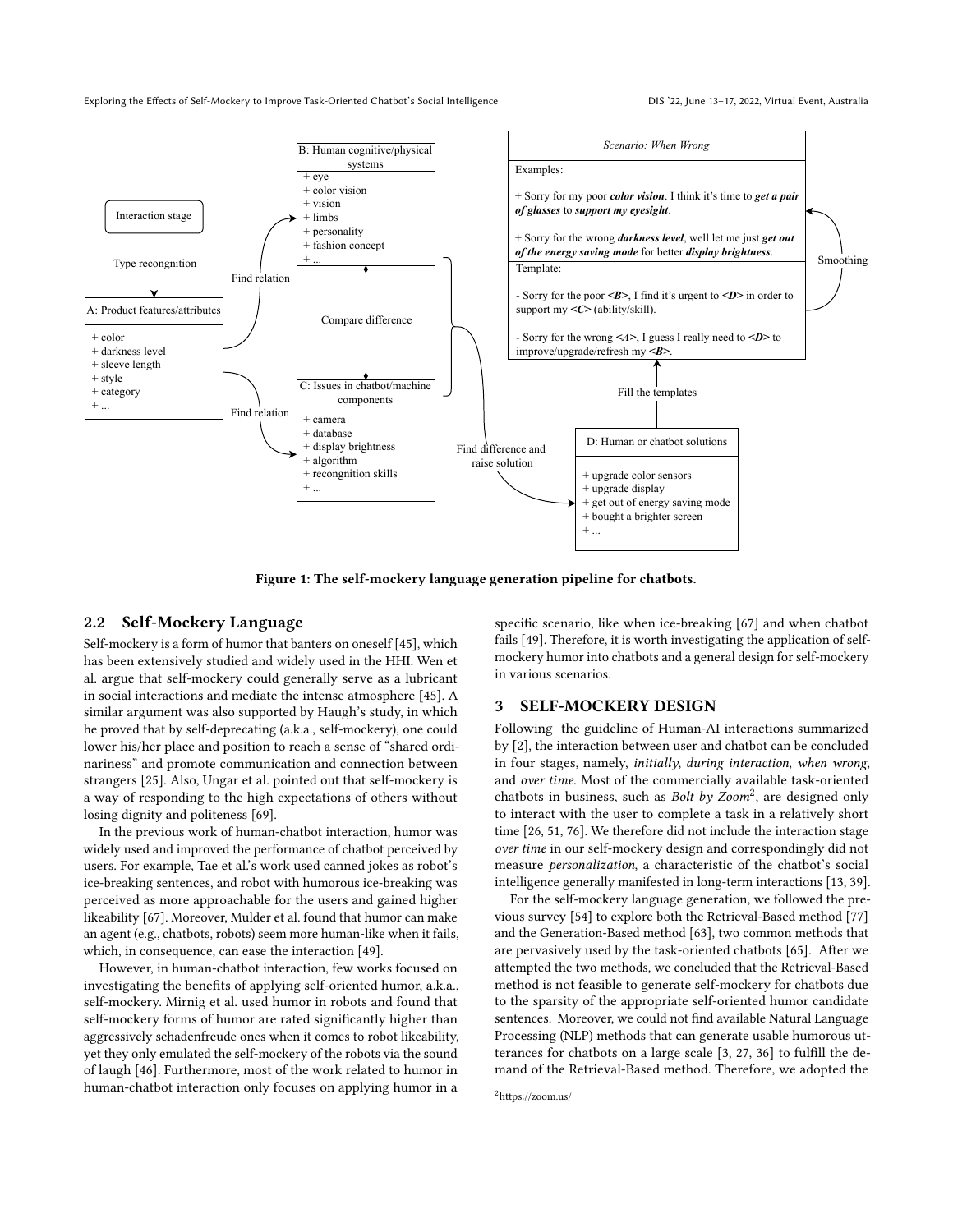Figure 1: The self-mockery language generation pipeline for chatbots.

## 2.2 Self-Mockery Language

Self-mockery is a form of humor that banters on oneself [45], which has been extensively studied and widely used in the HHI. Wen et al. argue that self-mockery could generally serve as a lubricant in social interactions and mediate the intense atmosphere [45]. A similar argument was also supported by Haugh's study, in which he proved that by self-deprecating (a.k.a., self-mockery), one could lower his/her place and position to reach a sense of "shared ordinariness" and promote communication and connection between strangers [25]. Also, Ungar et al. pointed out that self-mockery is a way of responding to the high expectations of others without losing dignity and politeness [69].

In the previous work of human-chatbot interaction, humor was widely used and improved the performance of chatbot perceived by users. For example, Tae et al.'s work used canned jokes as robot's ice-breaking sentences, and robot with humorous ice-breaking was perceived as more approachable for the users and gained higher likeability [67]. Moreover, Mulder et al. found that humor can make an agent (e.g., chatbots, robots) seem more human-like when it fails, which, in consequence, can ease the interaction [49].

However, in human-chatbot interaction, few works focused on investigating the benefits of applying self-oriented humor, a.k.a., self-mockery. Mirnig et al. used humor in robots and found that self-mockery forms of humor are rated significantly higher than aggressively schadenfreude ones when it comes to robot likeability, yet they only emulated the self-mockery of the robots via the sound of laugh [46]. Furthermore, most of the work related to humor in human-chatbot interaction only focuses on applying humor in a specific scenario, like when ice-breaking [67] and when chatbot fails [49]. Therefore, it is worth investigating the application of self-mockery humor into chatbots and a general design for self-mockery in various scenarios.

## 3 SELF-MOCKERY DESIGN

Following the guideline of Human-AI interactions summarized by [2], the interaction between user and chatbot can be concluded in four stages, namely, *initially*, *during interaction*, *when wrong*, and *over time*. Most of the commercially available task-oriented chatbots in business, such as *Bolt by Zoom*[2], are designed only to interact with the user to complete a task in a relatively short time [26, 51, 76]. We therefore did not include the interaction stage *over time* in our self-mockery design and correspondingly did not measure *personalization*, a characteristic of the chatbot's social intelligence generally manifested in long-term interactions [13, 39].

For the self-mockery language generation, we followed the previous survey [54] to explore both the Retrieval-Based method [77] and the Generation-Based method [63], two common methods that are pervasively used by the task-oriented chatbots [65]. After we attempted the two methods, we concluded that the Retrieval-Based method is not feasible to generate self-mockery for chatbots due to the sparsity of the appropriate self-oriented humor candidate sentences. Moreover, we could not find available Natural Language Processing (NLP) methods that can generate usable humorous utterances for chatbots on a large scale [3, 27, 36] to fulfill the demand of the Retrieval-Based method. Therefore, we adopted the

[2] https://zoom.us/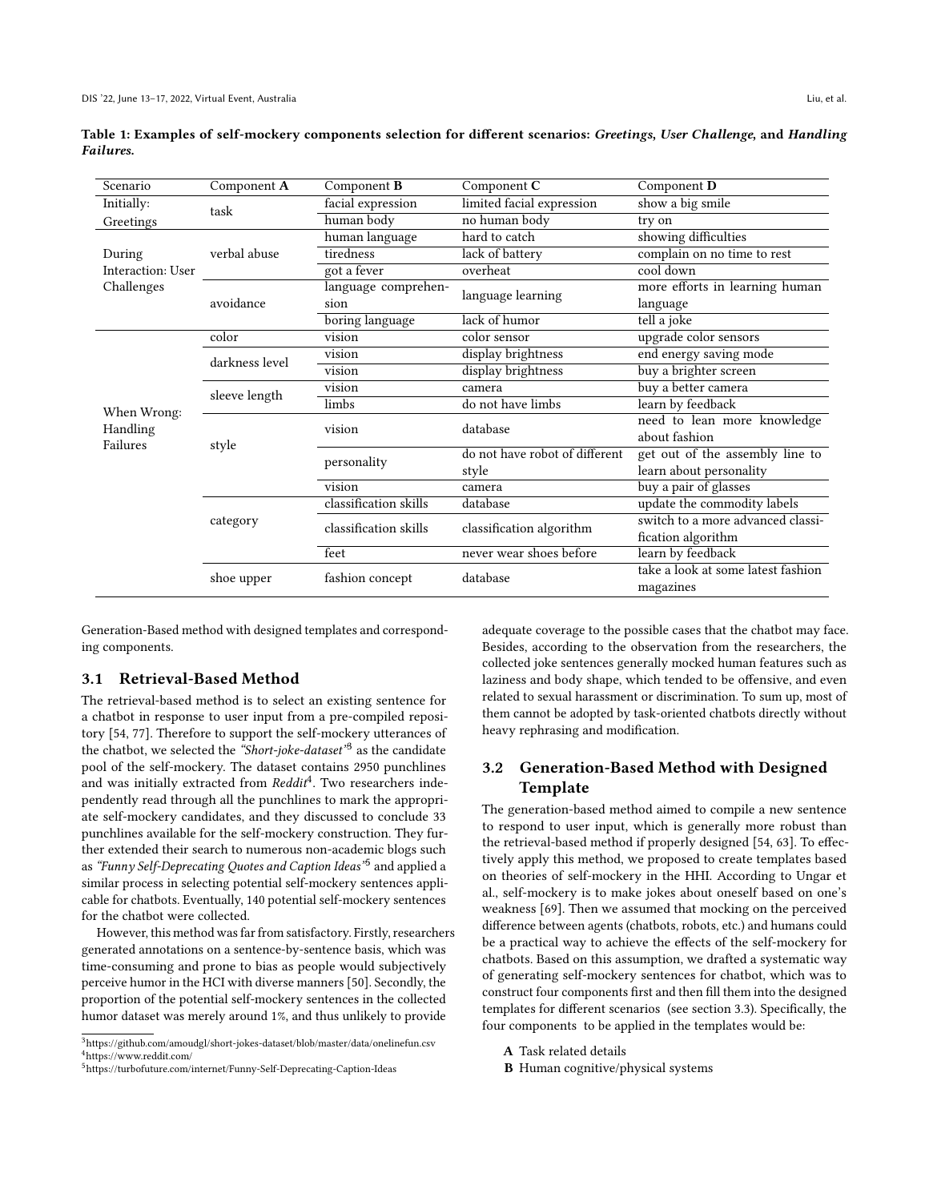**Table 1: Examples of self-mockery components selection for different scenarios: *Greetings*, *User Challenge*, and *Handling Failures*.**

| Scenario | Component **A** | Component **B** | Component **C** | Component **D** |
|---|---|---|---|---|
| Initially: Greetings | task | facial expression | limited facial expression | show a big smile |
| | | human body | no human body | try on |
| During Interaction: User Challenges | verbal abuse | human language | hard to catch | showing difficulties |
| | | tiredness | lack of battery | complain on no time to rest |
| | | got a fever | overheat | cool down |
| | avoidance | language comprehension | language learning | more efforts in learning human language |
| | | boring language | lack of humor | tell a joke |
| When Wrong: Handling Failures | color | vision | color sensor | upgrade color sensors |
| | darkness level | vision | display brightness | end energy saving mode |
| | | vision | display brightness | buy a brighter screen |
| | sleeve length | vision | camera | buy a better camera |
| | | limbs | do not have limbs | learn by feedback |
| | style | vision | database | need to lean more knowledge about fashion |
| | | personality | do not have robot of different style | get out of the assembly line to learn about personality |
| | | vision | camera | buy a pair of glasses |
| | category | classification skills | database | update the commodity labels |
| | | classification skills | classification algorithm | switch to a more advanced classification algorithm |
| | | feet | never wear shoes before | learn by feedback |
| | shoe upper | fashion concept | database | take a look at some latest fashion magazines |

Generation-Based method with designed templates and corresponding components.

## 3.1 Retrieval-Based Method

The retrieval-based method is to select an existing sentence for a chatbot in response to user input from a pre-compiled repository [54, 77]. Therefore to support the self-mockery utterances of the chatbot, we selected the *"Short-joke-dataset"*[3] as the candidate pool of the self-mockery. The dataset contains 2950 punchlines and was initially extracted from *Reddit*[4]. Two researchers independently read through all the punchlines to mark the appropriate self-mockery candidates, and they discussed to conclude 33 punchlines available for the self-mockery construction. They further extended their search to numerous non-academic blogs such as *"Funny Self-Deprecating Quotes and Caption Ideas"*[5] and applied a similar process in selecting potential self-mockery sentences applicable for chatbots. Eventually, 140 potential self-mockery sentences for the chatbot were collected.

However, this method was far from satisfactory. Firstly, researchers generated annotations on a sentence-by-sentence basis, which was time-consuming and prone to bias as people would subjectively perceive humor in the HCI with diverse manners [50]. Secondly, the proportion of the potential self-mockery sentences in the collected humor dataset was merely around 1%, and thus unlikely to provide adequate coverage to the possible cases that the chatbot may face. Besides, according to the observation from the researchers, the collected joke sentences generally mocked human features such as laziness and body shape, which tended to be offensive, and even related to sexual harassment or discrimination. To sum up, most of them cannot be adopted by task-oriented chatbots directly without heavy rephrasing and modification.

## 3.2 Generation-Based Method with Designed Template

The generation-based method aimed to compile a new sentence to respond to user input, which is generally more robust than the retrieval-based method if properly designed [54, 63]. To effectively apply this method, we proposed to create templates based on theories of self-mockery in the HHI. According to Ungar et al., self-mockery is to make jokes about oneself based on one's weakness [69]. Then we assumed that mocking on the perceived difference between agents (chatbots, robots, etc.) and humans could be a practical way to achieve the effects of the self-mockery for chatbots. Based on this assumption, we drafted a systematic way of generating self-mockery sentences for chatbot, which was to construct four components first and then fill them into the designed templates for different scenarios (see section 3.3). Specifically, the four components to be applied in the templates would be:

- **A** Task related details
- **B** Human cognitive/physical systems

[3] https://github.com/amoudgl/short-jokes-dataset/blob/master/data/onelinefun.csv
[4] https://www.reddit.com/
[5] https://turbofuture.com/internet/Funny-Self-Deprecating-Caption-Ideas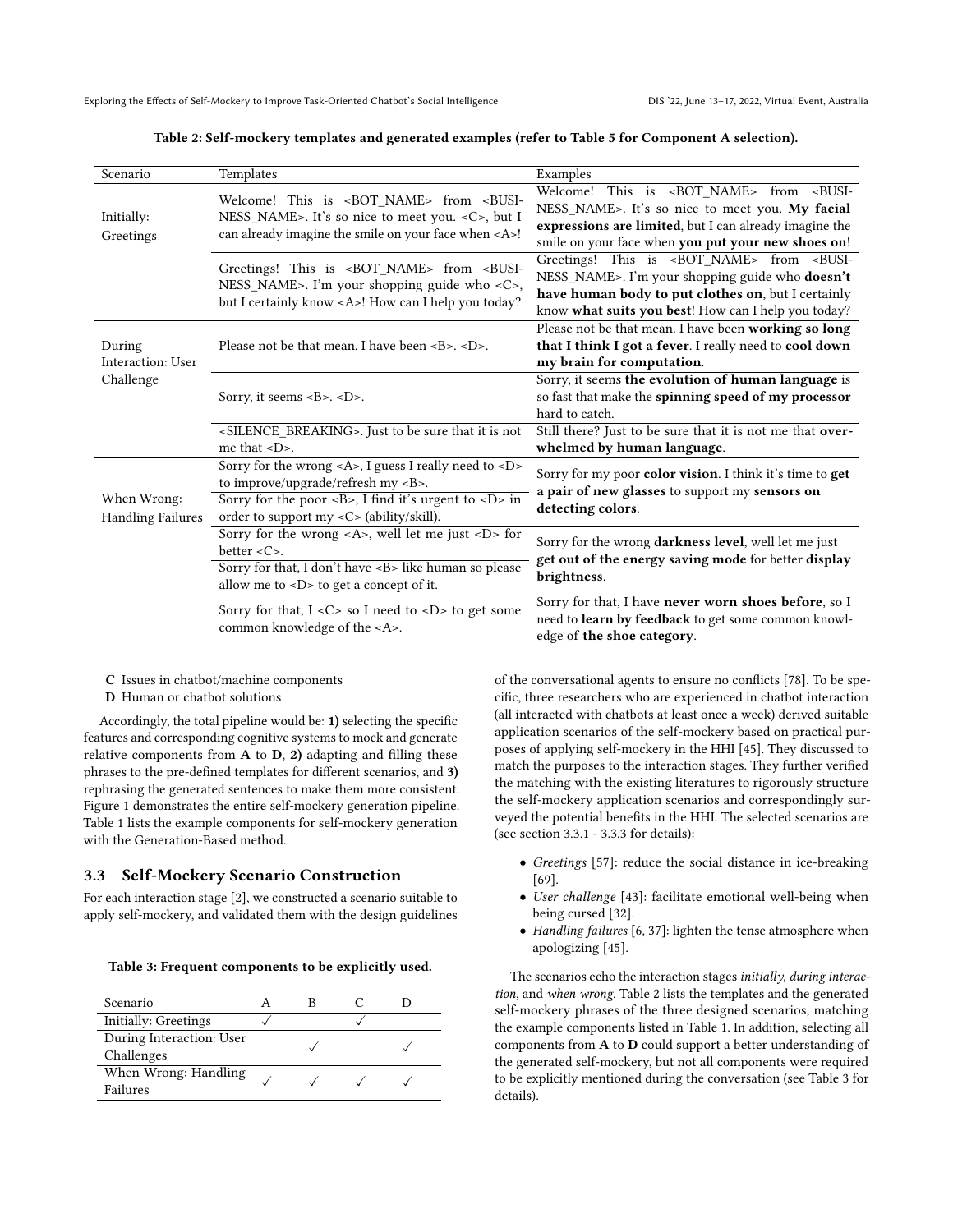**Table 2: Self-mockery templates and generated examples (refer to Table 5 for Component A selection).**

| Scenario | Templates | Examples |
|---|---|---|
| Initially: Greetings | Welcome! This is <BOT_NAME> from <BUSINESS_NAME>. It's so nice to meet you. <C>, but I can already imagine the smile on your face when <A>! | Welcome! This is <BOT_NAME> from <BUSINESS_NAME>. It's so nice to meet you. **My facial expressions are limited**, but I can already imagine the smile on your face when **you put your new shoes on**! |
| | Greetings! This is <BOT_NAME> from <BUSINESS_NAME>. I'm your shopping guide who <C>, but I certainly know <A>! How can I help you today? | Greetings! This is <BOT_NAME> from <BUSINESS_NAME>. I'm your shopping guide who **doesn't have human body to put clothes on**, but I certainly know **what suits you best**! How can I help you today? |
| During Interaction: User Challenge | Please not be that mean. I have been <B>. <D>. | Please not be that mean. I have been **working so long that I think I got a fever**. I really need to **cool down my brain for computation**. |
| | Sorry, it seems <B>. <D>. | Sorry, it seems **the evolution of human language** is so fast that make the **spinning speed of my processor** hard to catch. |
| | <SILENCE_BREAKING>. Just to be sure that it is not me that <D>. | Still there? Just to be sure that it is not me that **overwhelmed by human language**. |
| When Wrong: Handling Failures | Sorry for the wrong <A>, I guess I really need to <D> to improve/upgrade/refresh my <B>. | Sorry for my poor **color vision**. I think it's time to **get a pair of new glasses** to support my **sensors on detecting colors**. |
| | Sorry for the poor <B>, I find it's urgent to <D> in order to support my <C> (ability/skill). | |
| | Sorry for the wrong <A>, well let me just <D> for better <C>. | Sorry for the wrong **darkness level**, well let me just **get out of the energy saving mode** for better **display brightness**. |
| | Sorry for that, I don't have <B> like human so please allow me to <D> to get a concept of it. | |
| | Sorry for that, I <C> so I need to <D> to get some common knowledge of the <A>. | Sorry for that, I have **never worn shoes before**, so I need to **learn by feedback** to get some common knowledge of **the shoe category**. |

**C** Issues in chatbot/machine components
**D** Human or chatbot solutions

Accordingly, the total pipeline would be: **1)** selecting the specific features and corresponding cognitive systems to mock and generate relative components from **A** to **D**, **2)** adapting and filling these phrases to the pre-defined templates for different scenarios, and **3)** rephrasing the generated sentences to make them more consistent. Figure 1 demonstrates the entire self-mockery generation pipeline. Table 1 lists the example components for self-mockery generation with the Generation-Based method.

### 3.3 Self-Mockery Scenario Construction

For each interaction stage [2], we constructed a scenario suitable to apply self-mockery, and validated them with the design guidelines of the conversational agents to ensure no conflicts [78]. To be specific, three researchers who are experienced in chatbot interaction (all interacted with chatbots at least once a week) derived suitable application scenarios of the self-mockery based on practical purposes of applying self-mockery in the HHI [45]. They discussed to match the purposes to the interaction stages. They further verified the matching with the existing literatures to rigorously structure the self-mockery application scenarios and correspondingly surveyed the potential benefits in the HHI. The selected scenarios are (see section 3.3.1 - 3.3.3 for details):

- *Greetings* [57]: reduce the social distance in ice-breaking [69].
- *User challenge* [43]: facilitate emotional well-being when being cursed [32].
- *Handling failures* [6, 37]: lighten the tense atmosphere when apologizing [45].

The scenarios echo the interaction stages *initially*, *during interaction*, and *when wrong*. Table 2 lists the templates and the generated self-mockery phrases of the three designed scenarios, matching the example components listed in Table 1. In addition, selecting all components from **A** to **D** could support a better understanding of the generated self-mockery, but not all components were required to be explicitly mentioned during the conversation (see Table 3 for details).

**Table 3: Frequent components to be explicitly used.**

| Scenario | A | B | C | D |
|---|---|---|---|---|
| Initially: Greetings | ✓ | | ✓ | |
| During Interaction: User Challenges | | ✓ | | ✓ |
| When Wrong: Handling Failures | ✓ | ✓ | ✓ | ✓ |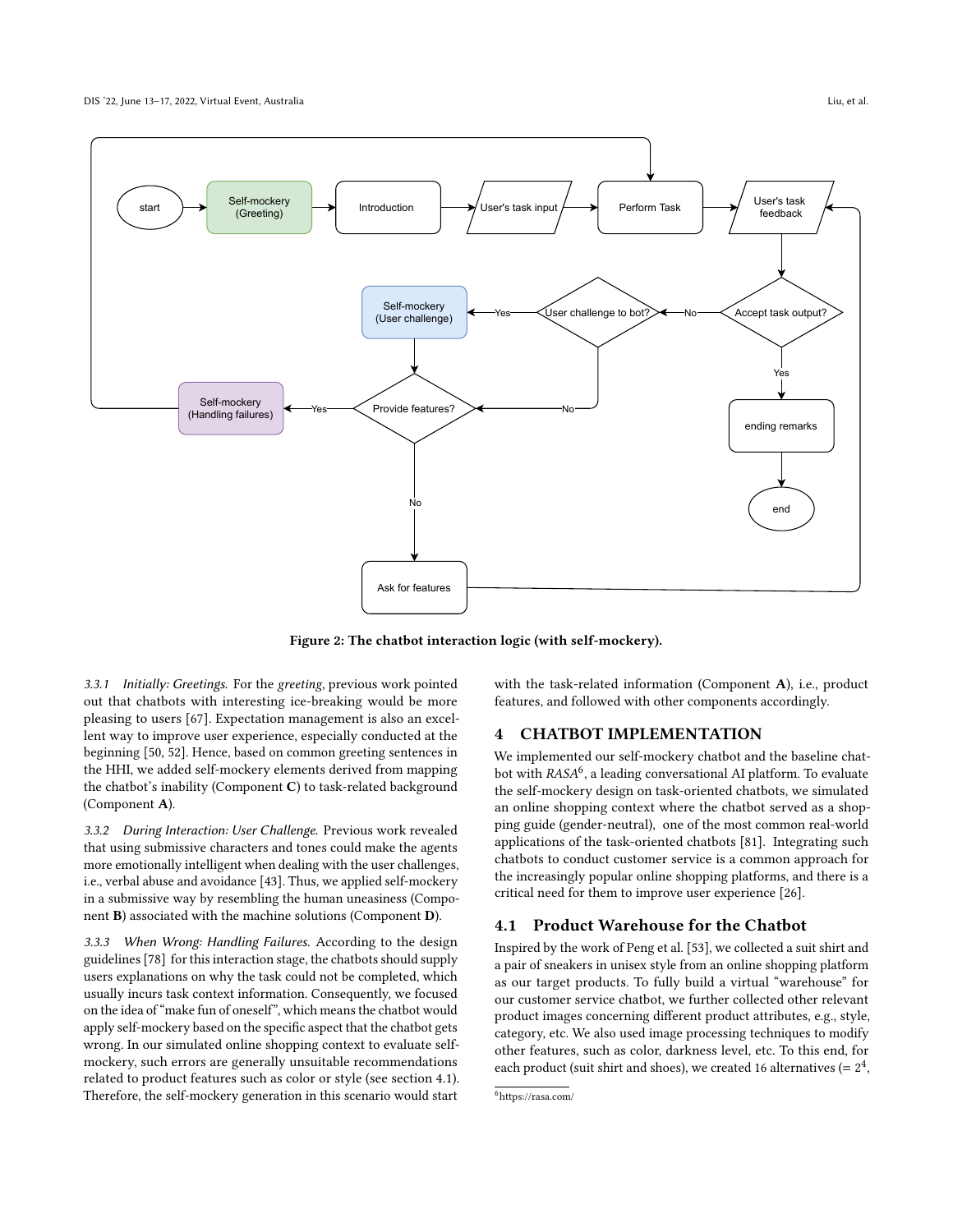Figure 2: The chatbot interaction logic (with self-mockery).

*3.3.1 Initially: Greetings.* For the *greeting*, previous work pointed out that chatbots with interesting ice-breaking would be more pleasing to users [67]. Expectation management is also an excellent way to improve user experience, especially conducted at the beginning [50, 52]. Hence, based on common greeting sentences in the HHI, we added self-mockery elements derived from mapping the chatbot's inability (Component **C**) to task-related background (Component **A**).

*3.3.2 During Interaction: User Challenge.* Previous work revealed that using submissive characters and tones could make the agents more emotionally intelligent when dealing with the user challenges, i.e., verbal abuse and avoidance [43]. Thus, we applied self-mockery in a submissive way by resembling the human uneasiness (Component **B**) associated with the machine solutions (Component **D**).

*3.3.3 When Wrong: Handling Failures.* According to the design guidelines [78] for this interaction stage, the chatbots should supply users explanations on why the task could not be completed, which usually incurs task context information. Consequently, we focused on the idea of "make fun of oneself", which means the chatbot would apply self-mockery based on the specific aspect that the chatbot gets wrong. In our simulated online shopping context to evaluate self-mockery, such errors are generally unsuitable recommendations related to product features such as color or style (see section 4.1). Therefore, the self-mockery generation in this scenario would start with the task-related information (Component **A**), i.e., product features, and followed with other components accordingly.

# 4 CHATBOT IMPLEMENTATION

We implemented our self-mockery chatbot and the baseline chatbot with *RASA*[6], a leading conversational AI platform. To evaluate the self-mockery design on task-oriented chatbots, we simulated an online shopping context where the chatbot served as a shopping guide (gender-neutral), one of the most common real-world applications of the task-oriented chatbots [81]. Integrating such chatbots to conduct customer service is a common approach for the increasingly popular online shopping platforms, and there is a critical need for them to improve user experience [26].

## 4.1 Product Warehouse for the Chatbot

Inspired by the work of Peng et al. [53], we collected a suit shirt and a pair of sneakers in unisex style from an online shopping platform as our target products. To fully build a virtual "warehouse" for our customer service chatbot, we further collected other relevant product images concerning different product attributes, e.g., style, category, etc. We also used image processing techniques to modify other features, such as color, darkness level, etc. To this end, for each product (suit shirt and shoes), we created 16 alternatives (= $2^4$,

[6] https://rasa.com/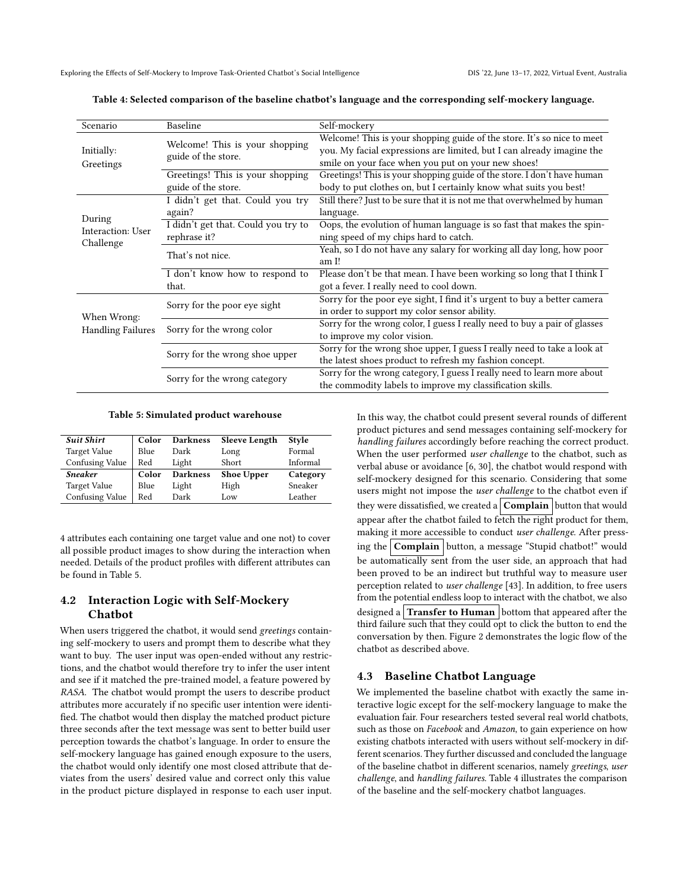**Table 4: Selected comparison of the baseline chatbot's language and the corresponding self-mockery language.**

| Scenario | Baseline | Self-mockery |
|---|---|---|
| Initially: Greetings | Welcome! This is your shopping guide of the store. | Welcome! This is your shopping guide of the store. It's so nice to meet you. My facial expressions are limited, but I can already imagine the smile on your face when you put on your new shoes! |
| | Greetings! This is your shopping guide of the store. | Greetings! This is your shopping guide of the store. I don't have human body to put clothes on, but I certainly know what suits you best! |
| During Interaction: User Challenge | I didn't get that. Could you try again? | Still there? Just to be sure that it is not me that overwhelmed by human language. |
| | I didn't get that. Could you try to rephrase it? | Oops, the evolution of human language is so fast that makes the spinning speed of my chips hard to catch. |
| | That's not nice. | Yeah, so I do not have any salary for working all day long, how poor am I! |
| | I don't know how to respond to that. | Please don't be that mean. I have been working so long that I think I got a fever. I really need to cool down. |
| When Wrong: Handling Failures | Sorry for the poor eye sight | Sorry for the poor eye sight, I find it's urgent to buy a better camera in order to support my color sensor ability. |
| | Sorry for the wrong color | Sorry for the wrong color, I guess I really need to buy a pair of glasses to improve my color vision. |
| | Sorry for the wrong shoe upper | Sorry for the wrong shoe upper, I guess I really need to take a look at the latest shoes product to refresh my fashion concept. |
| | Sorry for the wrong category | Sorry for the wrong category, I guess I really need to learn more about the commodity labels to improve my classification skills. |

**Table 5: Simulated product warehouse**

| ***Suit Shirt*** | **Color** | **Darkness** | **Sleeve Length** | **Style** |
|---|---|---|---|---|
| Target Value | Blue | Dark | Long | Formal |
| Confusing Value | Red | Light | Short | Informal |
| ***Sneaker*** | **Color** | **Darkness** | **Shoe Upper** | **Category** |
| Target Value | Blue | Light | High | Sneaker |
| Confusing Value | Red | Dark | Low | Leather |

4 attributes each containing one target value and one not) to cover all possible product images to show during the interaction when needed. Details of the product profiles with different attributes can be found in Table 5.

## 4.2 Interaction Logic with Self-Mockery Chatbot

When users triggered the chatbot, it would send *greetings* containing self-mockery to users and prompt them to describe what they want to buy. The user input was open-ended without any restrictions, and the chatbot would therefore try to infer the user intent and see if it matched the pre-trained model, a feature powered by *RASA*. The chatbot would prompt the users to describe product attributes more accurately if no specific user intention were identified. The chatbot would then display the matched product picture three seconds after the text message was sent to better build user perception towards the chatbot's language. In order to ensure the self-mockery language has gained enough exposure to the users, the chatbot would only identify one most closed attribute that deviates from the users' desired value and correct only this value in the product picture displayed in response to each user input. In this way, the chatbot could present several rounds of different product pictures and send messages containing self-mockery for *handling failures* accordingly before reaching the correct product. When the user performed *user challenge* to the chatbot, such as verbal abuse or avoidance [6, 30], the chatbot would respond with self-mockery designed for this scenario. Considering that some users might not impose the *user challenge* to the chatbot even if they were dissatisfied, we created a **Complain** button that would appear after the chatbot failed to fetch the right product for them, making it more accessible to conduct *user challenge*. After pressing the **Complain** button, a message "Stupid chatbot!" would be automatically sent from the user side, an approach that had been proved to be an indirect but truthful way to measure user perception related to *user challenge* [43]. In addition, to free users from the potential endless loop to interact with the chatbot, we also designed a **Transfer to Human** bottom that appeared after the third failure such that they could opt to click the button to end the conversation by then. Figure 2 demonstrates the logic flow of the chatbot as described above.

## 4.3 Baseline Chatbot Language

We implemented the baseline chatbot with exactly the same interactive logic except for the self-mockery language to make the evaluation fair. Four researchers tested several real world chatbots, such as those on *Facebook* and *Amazon*, to gain experience on how existing chatbots interacted with users without self-mockery in different scenarios. They further discussed and concluded the language of the baseline chatbot in different scenarios, namely *greetings*, *user challenge*, and *handling failures*. Table 4 illustrates the comparison of the baseline and the self-mockery chatbot languages.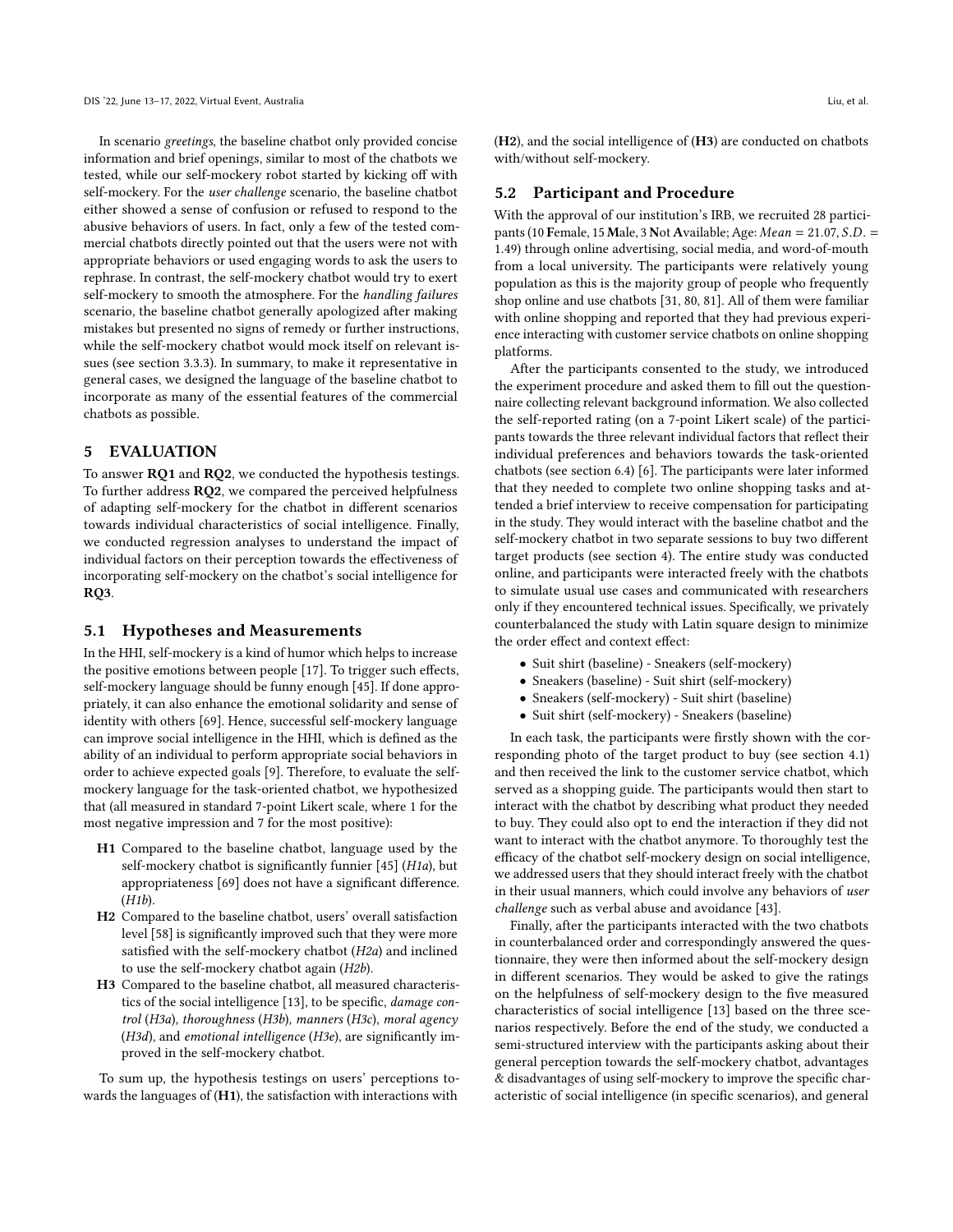In scenario *greetings*, the baseline chatbot only provided concise information and brief openings, similar to most of the chatbots we tested, while our self-mockery robot started by kicking off with self-mockery. For the *user challenge* scenario, the baseline chatbot either showed a sense of confusion or refused to respond to the abusive behaviors of users. In fact, only a few of the tested commercial chatbots directly pointed out that the users were not with appropriate behaviors or used engaging words to ask the users to rephrase. In contrast, the self-mockery chatbot would try to exert self-mockery to smooth the atmosphere. For the *handling failures* scenario, the baseline chatbot generally apologized after making mistakes but presented no signs of remedy or further instructions, while the self-mockery chatbot would mock itself on relevant issues (see section 3.3.3). In summary, to make it representative in general cases, we designed the language of the baseline chatbot to incorporate as many of the essential features of the commercial chatbots as possible.

## 5 EVALUATION

To answer **RQ1** and **RQ2**, we conducted the hypothesis testings. To further address **RQ2**, we compared the perceived helpfulness of adapting self-mockery for the chatbot in different scenarios towards individual characteristics of social intelligence. Finally, we conducted regression analyses to understand the impact of individual factors on their perception towards the effectiveness of incorporating self-mockery on the chatbot's social intelligence for **RQ3**.

### 5.1 Hypotheses and Measurements

In the HHI, self-mockery is a kind of humor which helps to increase the positive emotions between people [17]. To trigger such effects, self-mockery language should be funny enough [45]. If done appropriately, it can also enhance the emotional solidarity and sense of identity with others [69]. Hence, successful self-mockery language can improve social intelligence in the HHI, which is defined as the ability of an individual to perform appropriate social behaviors in order to achieve expected goals [9]. Therefore, to evaluate the self-mockery language for the task-oriented chatbot, we hypothesized that (all measured in standard 7-point Likert scale, where 1 for the most negative impression and 7 for the most positive):

- **H1** Compared to the baseline chatbot, language used by the self-mockery chatbot is significantly funnier [45] (*H1a*), but appropriateness [69] does not have a significant difference. (*H1b*).
- **H2** Compared to the baseline chatbot, users' overall satisfaction level [58] is significantly improved such that they were more satisfied with the self-mockery chatbot (*H2a*) and inclined to use the self-mockery chatbot again (*H2b*).
- **H3** Compared to the baseline chatbot, all measured characteristics of the social intelligence [13], to be specific, *damage control* (*H3a*), *thoroughness* (*H3b*), *manners* (*H3c*), *moral agency* (*H3d*), and *emotional intelligence* (*H3e*), are significantly improved in the self-mockery chatbot.

To sum up, the hypothesis testings on users' perceptions towards the languages of (**H1**), the satisfaction with interactions with (**H2**), and the social intelligence of (**H3**) are conducted on chatbots with/without self-mockery.

### 5.2 Participant and Procedure

With the approval of our institution's IRB, we recruited 28 participants (10 **F**emale, 15 **M**ale, 3 **N**ot **A**vailable; Age: $Mean = 21.07, S.D. = 1.49$) through online advertising, social media, and word-of-mouth from a local university. The participants were relatively young population as this is the majority group of people who frequently shop online and use chatbots [31, 80, 81]. All of them were familiar with online shopping and reported that they had previous experience interacting with customer service chatbots on online shopping platforms.

After the participants consented to the study, we introduced the experiment procedure and asked them to fill out the questionnaire collecting relevant background information. We also collected the self-reported rating (on a 7-point Likert scale) of the participants towards the three relevant individual factors that reflect their individual preferences and behaviors towards the task-oriented chatbots (see section 6.4) [6]. The participants were later informed that they needed to complete two online shopping tasks and attended a brief interview to receive compensation for participating in the study. They would interact with the baseline chatbot and the self-mockery chatbot in two separate sessions to buy two different target products (see section 4). The entire study was conducted online, and participants were interacted freely with the chatbots to simulate usual use cases and communicated with researchers only if they encountered technical issues. Specifically, we privately counterbalanced the study with Latin square design to minimize the order effect and context effect:

- Suit shirt (baseline) - Sneakers (self-mockery)
- Sneakers (baseline) - Suit shirt (self-mockery)
- Sneakers (self-mockery) - Suit shirt (baseline)
- Suit shirt (self-mockery) - Sneakers (baseline)

In each task, the participants were firstly shown with the corresponding photo of the target product to buy (see section 4.1) and then received the link to the customer service chatbot, which served as a shopping guide. The participants would then start to interact with the chatbot by describing what product they needed to buy. They could also opt to end the interaction if they did not want to interact with the chatbot anymore. To thoroughly test the efficacy of the chatbot self-mockery design on social intelligence, we addressed users that they should interact freely with the chatbot in their usual manners, which could involve any behaviors of *user challenge* such as verbal abuse and avoidance [43].

Finally, after the participants interacted with the two chatbots in counterbalanced order and correspondingly answered the questionnaire, they were then informed about the self-mockery design in different scenarios. They would be asked to give the ratings on the helpfulness of self-mockery design to the five measured characteristics of social intelligence [13] based on the three scenarios respectively. Before the end of the study, we conducted a semi-structured interview with the participants asking about their general perception towards the self-mockery chatbot, advantages & disadvantages of using self-mockery to improve the specific characteristic of social intelligence (in specific scenarios), and general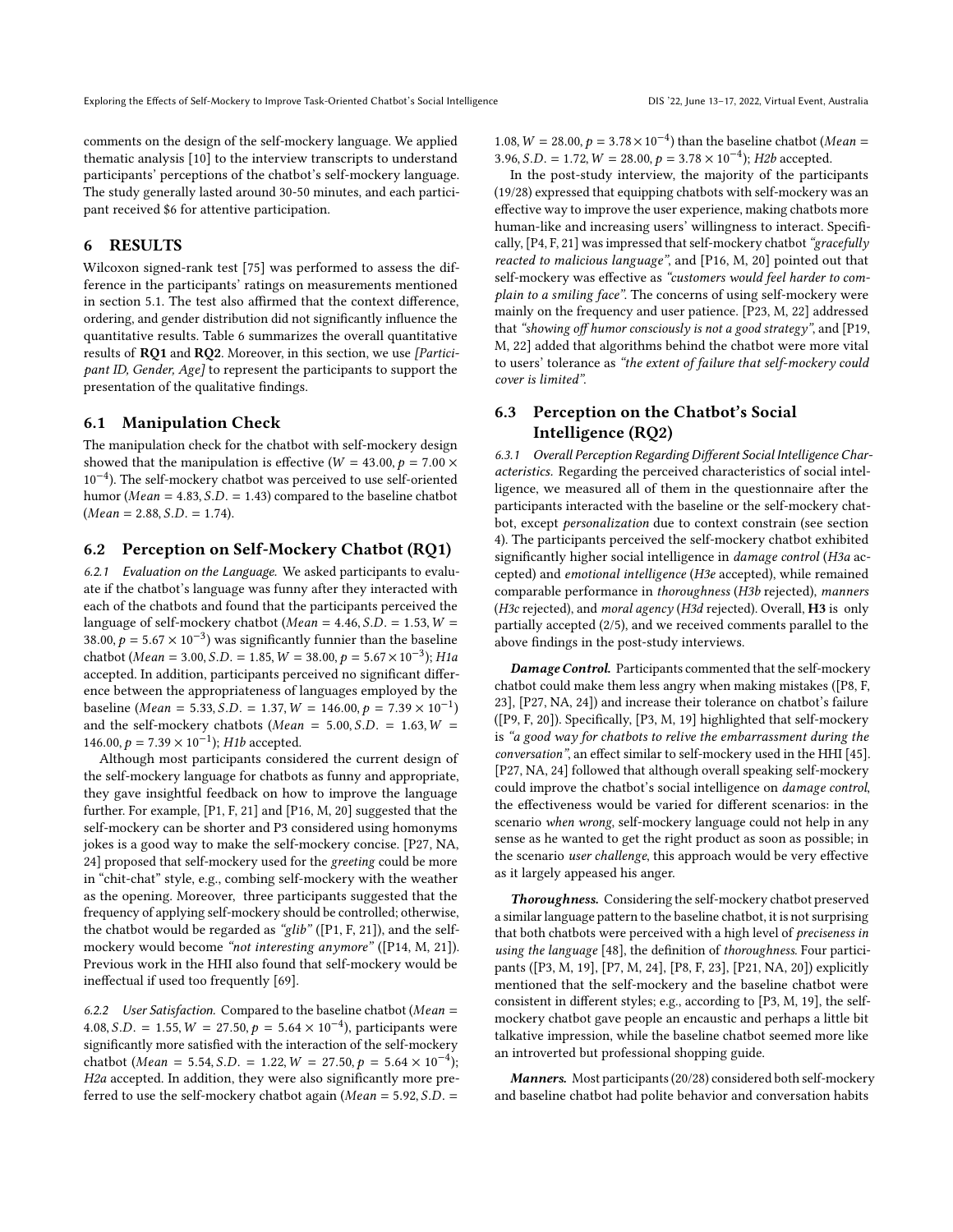comments on the design of the self-mockery language. We applied thematic analysis [10] to the interview transcripts to understand participants' perceptions of the chatbot's self-mockery language. The study generally lasted around 30-50 minutes, and each participant received $6 for attentive participation.

## 6 RESULTS

Wilcoxon signed-rank test [75] was performed to assess the difference in the participants' ratings on measurements mentioned in section 5.1. The test also affirmed that the context difference, ordering, and gender distribution did not significantly influence the quantitative results. Table 6 summarizes the overall quantitative results of **RQ1** and **RQ2**. Moreover, in this section, we use *[Participant ID, Gender, Age]* to represent the participants to support the presentation of the qualitative findings.

### 6.1 Manipulation Check

The manipulation check for the chatbot with self-mockery design showed that the manipulation is effective ($W = 43.00, p = 7.00 \times 10^{-4}$). The self-mockery chatbot was perceived to use self-oriented humor ($Mean = 4.83, S.D. = 1.43$) compared to the baseline chatbot ($Mean = 2.88, S.D. = 1.74$).

### 6.2 Perception on Self-Mockery Chatbot (RQ1)

*6.2.1 Evaluation on the Language.* We asked participants to evaluate if the chatbot's language was funny after they interacted with each of the chatbots and found that the participants perceived the language of self-mockery chatbot ($Mean = 4.46, S.D. = 1.53, W = 38.00, p = 5.67 \times 10^{-3}$) was significantly funnier than the baseline chatbot ($Mean = 3.00, S.D. = 1.85, W = 38.00, p = 5.67 \times 10^{-3}$); *H1a* accepted. In addition, participants perceived no significant difference between the appropriateness of languages employed by the baseline ($Mean = 5.33, S.D. = 1.37, W = 146.00, p = 7.39 \times 10^{-1}$) and the self-mockery chatbots ($Mean = 5.00, S.D. = 1.63, W = 146.00, p = 7.39 \times 10^{-1}$); *H1b* accepted.

Although most participants considered the current design of the self-mockery language for chatbots as funny and appropriate, they gave insightful feedback on how to improve the language further. For example, [P1, F, 21] and [P16, M, 20] suggested that the self-mockery can be shorter and P3 considered using homonyms jokes is a good way to make the self-mockery concise. [P27, NA, 24] proposed that self-mockery used for the *greeting* could be more in "chit-chat" style, e.g., combing self-mockery with the weather as the opening. Moreover, three participants suggested that the frequency of applying self-mockery should be controlled; otherwise, the chatbot would be regarded as *"glib"* ([P1, F, 21]), and the self-mockery would become *"not interesting anymore"* ([P14, M, 21]). Previous work in the HHI also found that self-mockery would be ineffectual if used too frequently [69].

*6.2.2 User Satisfaction.* Compared to the baseline chatbot ($Mean = 4.08, S.D. = 1.55, W = 27.50, p = 5.64 \times 10^{-4}$), participants were significantly more satisfied with the interaction of the self-mockery chatbot ($Mean = 5.54, S.D. = 1.22, W = 27.50, p = 5.64 \times 10^{-4}$); *H2a* accepted. In addition, they were also significantly more preferred to use the self-mockery chatbot again ($Mean = 5.92, S.D. = 1.08, W = 28.00, p = 3.78 \times 10^{-4}$) than the baseline chatbot ($Mean = 3.96, S.D. = 1.72, W = 28.00, p = 3.78 \times 10^{-4}$); *H2b* accepted.

In the post-study interview, the majority of the participants (19/28) expressed that equipping chatbots with self-mockery was an effective way to improve the user experience, making chatbots more human-like and increasing users' willingness to interact. Specifically, [P4, F, 21] was impressed that self-mockery chatbot *"gracefully reacted to malicious language"*, and [P16, M, 20] pointed out that self-mockery was effective as *"customers would feel harder to complain to a smiling face"*. The concerns of using self-mockery were mainly on the frequency and user patience. [P23, M, 22] addressed that *"showing off humor consciously is not a good strategy"*, and [P19, M, 22] added that algorithms behind the chatbot were more vital to users' tolerance as *"the extent of failure that self-mockery could cover is limited"*.

### 6.3 Perception on the Chatbot's Social Intelligence (RQ2)

*6.3.1 Overall Perception Regarding Different Social Intelligence Characteristics.* Regarding the perceived characteristics of social intelligence, we measured all of them in the questionnaire after the participants interacted with the baseline or the self-mockery chatbot, except *personalization* due to context constrain (see section 4). The participants perceived the self-mockery chatbot exhibited significantly higher social intelligence in *damage control* (*H3a* accepted) and *emotional intelligence* (*H3e* accepted), while remained comparable performance in *thoroughness* (*H3b* rejected), *manners* (*H3c* rejected), and *moral agency* (*H3d* rejected). Overall, **H3** is only partially accepted (2/5), and we received comments parallel to the above findings in the post-study interviews.

***Damage Control.*** Participants commented that the self-mockery chatbot could make them less angry when making mistakes ([P8, F, 23], [P27, NA, 24]) and increase their tolerance on chatbot's failure ([P9, F, 20]). Specifically, [P3, M, 19] highlighted that self-mockery is *"a good way for chatbots to relive the embarrassment during the conversation"*, an effect similar to self-mockery used in the HHI [45]. [P27, NA, 24] followed that although overall speaking self-mockery could improve the chatbot's social intelligence on *damage control*, the effectiveness would be varied for different scenarios: in the scenario *when wrong*, self-mockery language could not help in any sense as he wanted to get the right product as soon as possible; in the scenario *user challenge*, this approach would be very effective as it largely appeased his anger.

***Thoroughness.*** Considering the self-mockery chatbot preserved a similar language pattern to the baseline chatbot, it is not surprising that both chatbots were perceived with a high level of *preciseness in using the language* [48], the definition of *thoroughness*. Four participants ([P3, M, 19], [P7, M, 24], [P8, F, 23], [P21, NA, 20]) explicitly mentioned that the self-mockery and the baseline chatbot were consistent in different styles; e.g., according to [P3, M, 19], the self-mockery chatbot gave people an encaustic and perhaps a little bit talkative impression, while the baseline chatbot seemed more like an introverted but professional shopping guide.

***Manners.*** Most participants (20/28) considered both self-mockery and baseline chatbot had polite behavior and conversation habits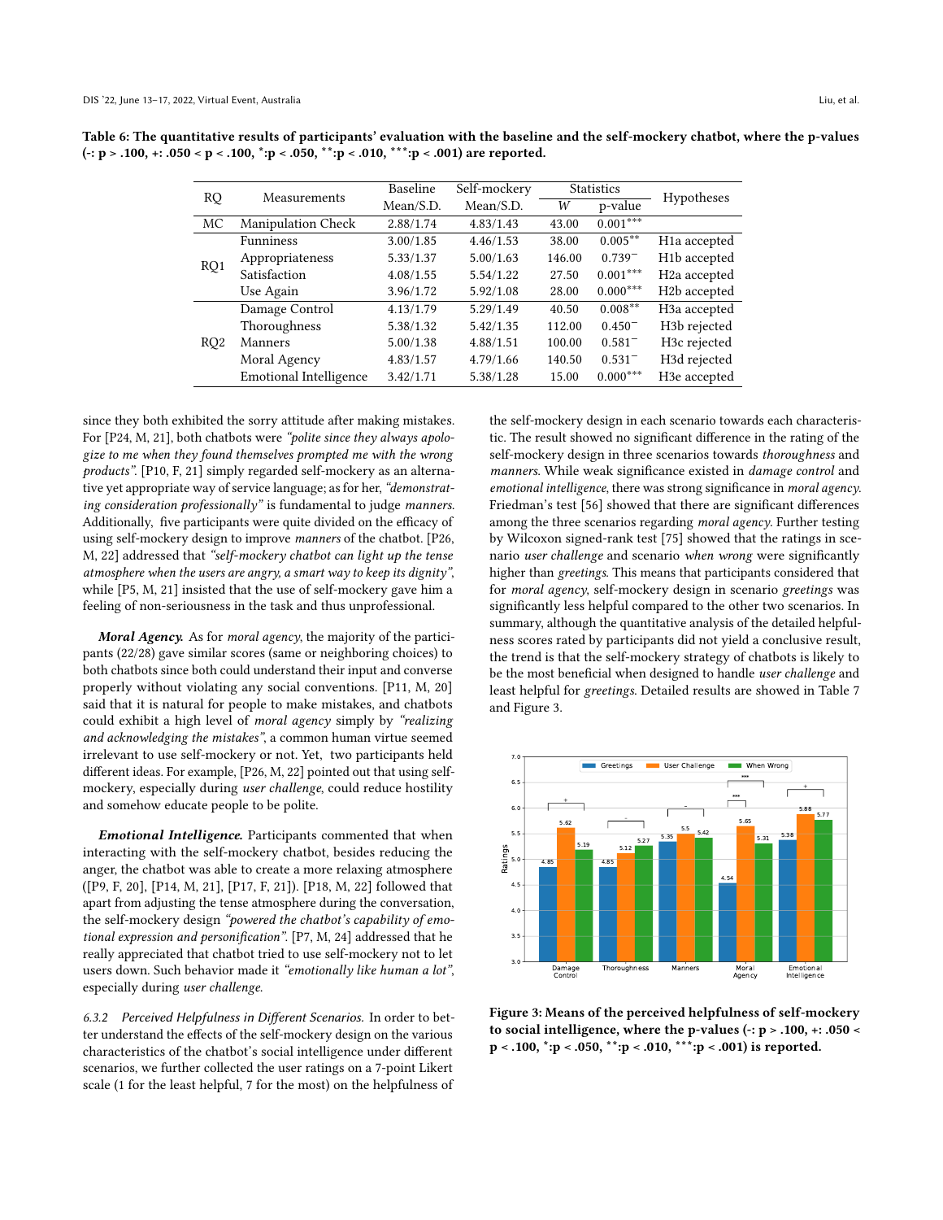Table 6: The quantitative results of participants' evaluation with the baseline and the self-mockery chatbot, where the p-values (-: p > .100, +: .050 < p < .100, *:p < .050, **:p < .010, ***:p < .001) are reported.

| RQ | Measurements | Baseline Mean/S.D. | Self-mockery Mean/S.D. | Statistics $W$ | Statistics p-value | Hypotheses |
|---|---|---|---|---|---|---|
| MC | Manipulation Check | 2.88/1.74 | 4.83/1.43 | 43.00 | $0.001^{***}$ | |
| RQ1 | Funniness | 3.00/1.85 | 4.46/1.53 | 38.00 | $0.005^{**}$ | H1a accepted |
| | Appropriateness | 5.33/1.37 | 5.00/1.63 | 146.00 | $0.739^{-}$ | H1b accepted |
| | Satisfaction | 4.08/1.55 | 5.54/1.22 | 27.50 | $0.001^{***}$ | H2a accepted |
| | Use Again | 3.96/1.72 | 5.92/1.08 | 28.00 | $0.000^{***}$ | H2b accepted |
| RQ2 | Damage Control | 4.13/1.79 | 5.29/1.49 | 40.50 | $0.008^{**}$ | H3a accepted |
| | Thoroughness | 5.38/1.32 | 5.42/1.35 | 112.00 | $0.450^{-}$ | H3b rejected |
| | Manners | 5.00/1.38 | 4.88/1.51 | 100.00 | $0.581^{-}$ | H3c rejected |
| | Moral Agency | 4.83/1.57 | 4.79/1.66 | 140.50 | $0.531^{-}$ | H3d rejected |
| | Emotional Intelligence | 3.42/1.71 | 5.38/1.28 | 15.00 | $0.000^{***}$ | H3e accepted |

since they both exhibited the sorry attitude after making mistakes. For [P24, M, 21], both chatbots were *"polite since they always apologize to me when they found themselves prompted me with the wrong products"*. [P10, F, 21] simply regarded self-mockery as an alternative yet appropriate way of service language; as for her, *"demonstrating consideration professionally"* is fundamental to judge *manners*. Additionally, five participants were quite divided on the efficacy of using self-mockery design to improve *manners* of the chatbot. [P26, M, 22] addressed that *"self-mockery chatbot can light up the tense atmosphere when the users are angry, a smart way to keep its dignity"*, while [P5, M, 21] insisted that the use of self-mockery gave him a feeling of non-seriousness in the task and thus unprofessional.

***Moral Agency.*** As for *moral agency*, the majority of the participants (22/28) gave similar scores (same or neighboring choices) to both chatbots since both could understand their input and converse properly without violating any social conventions. [P11, M, 20] said that it is natural for people to make mistakes, and chatbots could exhibit a high level of *moral agency* simply by *"realizing and acknowledging the mistakes"*, a common human virtue seemed irrelevant to use self-mockery or not. Yet, two participants held different ideas. For example, [P26, M, 22] pointed out that using self-mockery, especially during *user challenge*, could reduce hostility and somehow educate people to be polite.

***Emotional Intelligence.*** Participants commented that when interacting with the self-mockery chatbot, besides reducing the anger, the chatbot was able to create a more relaxing atmosphere ([P9, F, 20], [P14, M, 21], [P17, F, 21]). [P18, M, 22] followed that apart from adjusting the tense atmosphere during the conversation, the self-mockery design *"powered the chatbot's capability of emotional expression and personification"*. [P7, M, 24] addressed that he really appreciated that chatbot tried to use self-mockery not to let users down. Such behavior made it *"emotionally like human a lot"*, especially during *user challenge*.

*6.3.2 Perceived Helpfulness in Different Scenarios.* In order to better understand the effects of the self-mockery design on the various characteristics of the chatbot's social intelligence under different scenarios, we further collected the user ratings on a 7-point Likert scale (1 for the least helpful, 7 for the most) on the helpfulness of the self-mockery design in each scenario towards each characteristic. The result showed no significant difference in the rating of the self-mockery design in three scenarios towards *thoroughness* and *manners*. While weak significance existed in *damage control* and *emotional intelligence*, there was strong significance in *moral agency*. Friedman's test [56] showed that there are significant differences among the three scenarios regarding *moral agency*. Further testing by Wilcoxon signed-rank test [75] showed that the ratings in scenario *user challenge* and scenario *when wrong* were significantly higher than *greetings*. This means that participants considered that for *moral agency*, self-mockery design in scenario *greetings* was significantly less helpful compared to the other two scenarios. In summary, although the quantitative analysis of the detailed helpfulness scores rated by participants did not yield a conclusive result, the trend is that the self-mockery strategy of chatbots is likely to be the most beneficial when designed to handle *user challenge* and least helpful for *greetings*. Detailed results are showed in Table 7 and Figure 3.

Figure 3: Means of the perceived helpfulness of self-mockery to social intelligence, where the p-values (-: p > .100, +: .050 < p < .100, *:p < .050, **:p < .010, ***:p < .001) is reported.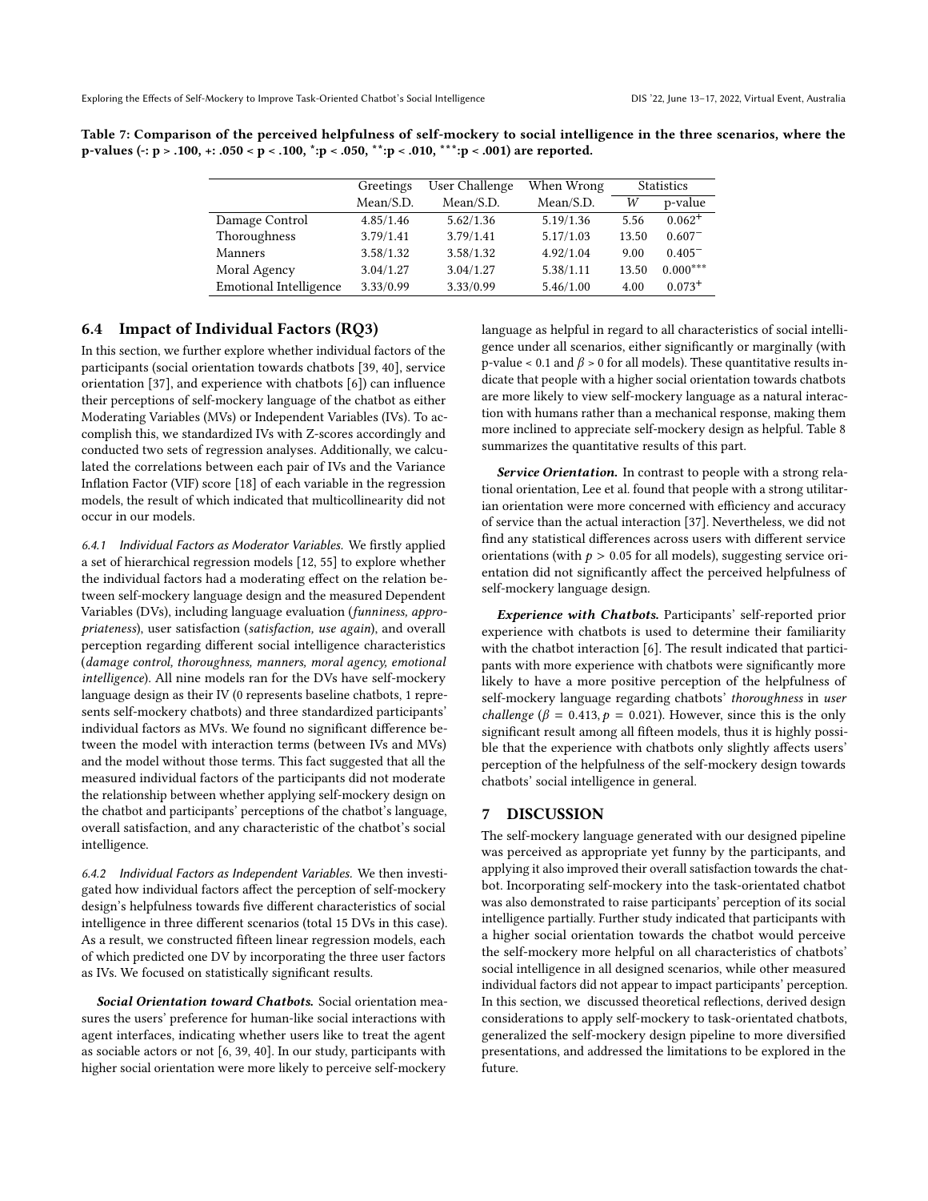**Table 7: Comparison of the perceived helpfulness of self-mockery to social intelligence in the three scenarios, where the p-values (-: p > .100, +: .050 < p < .100, *:p < .050, **:p < .010, ***:p < .001) are reported.**

| | Greetings | User Challenge | When Wrong | Statistics | |
|---|---|---|---|---|---|
| | Mean/S.D. | Mean/S.D. | Mean/S.D. | $W$ | p-value |
| Damage Control | 4.85/1.46 | 5.62/1.36 | 5.19/1.36 | 5.56 | $0.062^{+}$ |
| Thoroughness | 3.79/1.41 | 3.79/1.41 | 5.17/1.03 | 13.50 | $0.607^{-}$ |
| Manners | 3.58/1.32 | 3.58/1.32 | 4.92/1.04 | 9.00 | $0.405^{-}$ |
| Moral Agency | 3.04/1.27 | 3.04/1.27 | 5.38/1.11 | 13.50 | $0.000^{***}$ |
| Emotional Intelligence | 3.33/0.99 | 3.33/0.99 | 5.46/1.00 | 4.00 | $0.073^{+}$ |

## 6.4 Impact of Individual Factors (RQ3)

In this section, we further explore whether individual factors of the participants (social orientation towards chatbots [39, 40], service orientation [37], and experience with chatbots [6]) can influence their perceptions of self-mockery language of the chatbot as either Moderating Variables (MVs) or Independent Variables (IVs). To accomplish this, we standardized IVs with Z-scores accordingly and conducted two sets of regression analyses. Additionally, we calculated the correlations between each pair of IVs and the Variance Inflation Factor (VIF) score [18] of each variable in the regression models, the result of which indicated that multicollinearity did not occur in our models.

*6.4.1 Individual Factors as Moderator Variables.* We firstly applied a set of hierarchical regression models [12, 55] to explore whether the individual factors had a moderating effect on the relation between self-mockery language design and the measured Dependent Variables (DVs), including language evaluation (*funniness, appropriateness*), user satisfaction (*satisfaction, use again*), and overall perception regarding different social intelligence characteristics (*damage control, thoroughness, manners, moral agency, emotional intelligence*). All nine models ran for the DVs have self-mockery language design as their IV (0 represents baseline chatbots, 1 represents self-mockery chatbots) and three standardized participants' individual factors as MVs. We found no significant difference between the model with interaction terms (between IVs and MVs) and the model without those terms. This fact suggested that all the measured individual factors of the participants did not moderate the relationship between whether applying self-mockery design on the chatbot and participants' perceptions of the chatbot's language, overall satisfaction, and any characteristic of the chatbot's social intelligence.

*6.4.2 Individual Factors as Independent Variables.* We then investigated how individual factors affect the perception of self-mockery design's helpfulness towards five different characteristics of social intelligence in three different scenarios (total 15 DVs in this case). As a result, we constructed fifteen linear regression models, each of which predicted one DV by incorporating the three user factors as IVs. We focused on statistically significant results.

***Social Orientation toward Chatbots.*** Social orientation measures the users' preference for human-like social interactions with agent interfaces, indicating whether users like to treat the agent as sociable actors or not [6, 39, 40]. In our study, participants with higher social orientation were more likely to perceive self-mockery language as helpful in regard to all characteristics of social intelligence under all scenarios, either significantly or marginally (with p-value < 0.1 and $\beta > 0$ for all models). These quantitative results indicate that people with a higher social orientation towards chatbots are more likely to view self-mockery language as a natural interaction with humans rather than a mechanical response, making them more inclined to appreciate self-mockery design as helpful. Table 8 summarizes the quantitative results of this part.

***Service Orientation.*** In contrast to people with a strong relational orientation, Lee et al. found that people with a strong utilitarian orientation were more concerned with efficiency and accuracy of service than the actual interaction [37]. Nevertheless, we did not find any statistical differences across users with different service orientations (with $p > 0.05$ for all models), suggesting service orientation did not significantly affect the perceived helpfulness of self-mockery language design.

***Experience with Chatbots.*** Participants' self-reported prior experience with chatbots is used to determine their familiarity with the chatbot interaction [6]. The result indicated that participants with more experience with chatbots were significantly more likely to have a more positive perception of the helpfulness of self-mockery language regarding chatbots' *thoroughness* in *user challenge* ($\beta = 0.413, p = 0.021$). However, since this is the only significant result among all fifteen models, thus it is highly possible that the experience with chatbots only slightly affects users' perception of the helpfulness of the self-mockery design towards chatbots' social intelligence in general.

# 7 DISCUSSION

The self-mockery language generated with our designed pipeline was perceived as appropriate yet funny by the participants, and applying it also improved their overall satisfaction towards the chatbot. Incorporating self-mockery into the task-orientated chatbot was also demonstrated to raise participants' perception of its social intelligence partially. Further study indicated that participants with a higher social orientation towards the chatbot would perceive the self-mockery more helpful on all characteristics of chatbots' social intelligence in all designed scenarios, while other measured individual factors did not appear to impact participants' perception. In this section, we discussed theoretical reflections, derived design considerations to apply self-mockery to task-orientated chatbots, generalized the self-mockery design pipeline to more diversified presentations, and addressed the limitations to be explored in the future.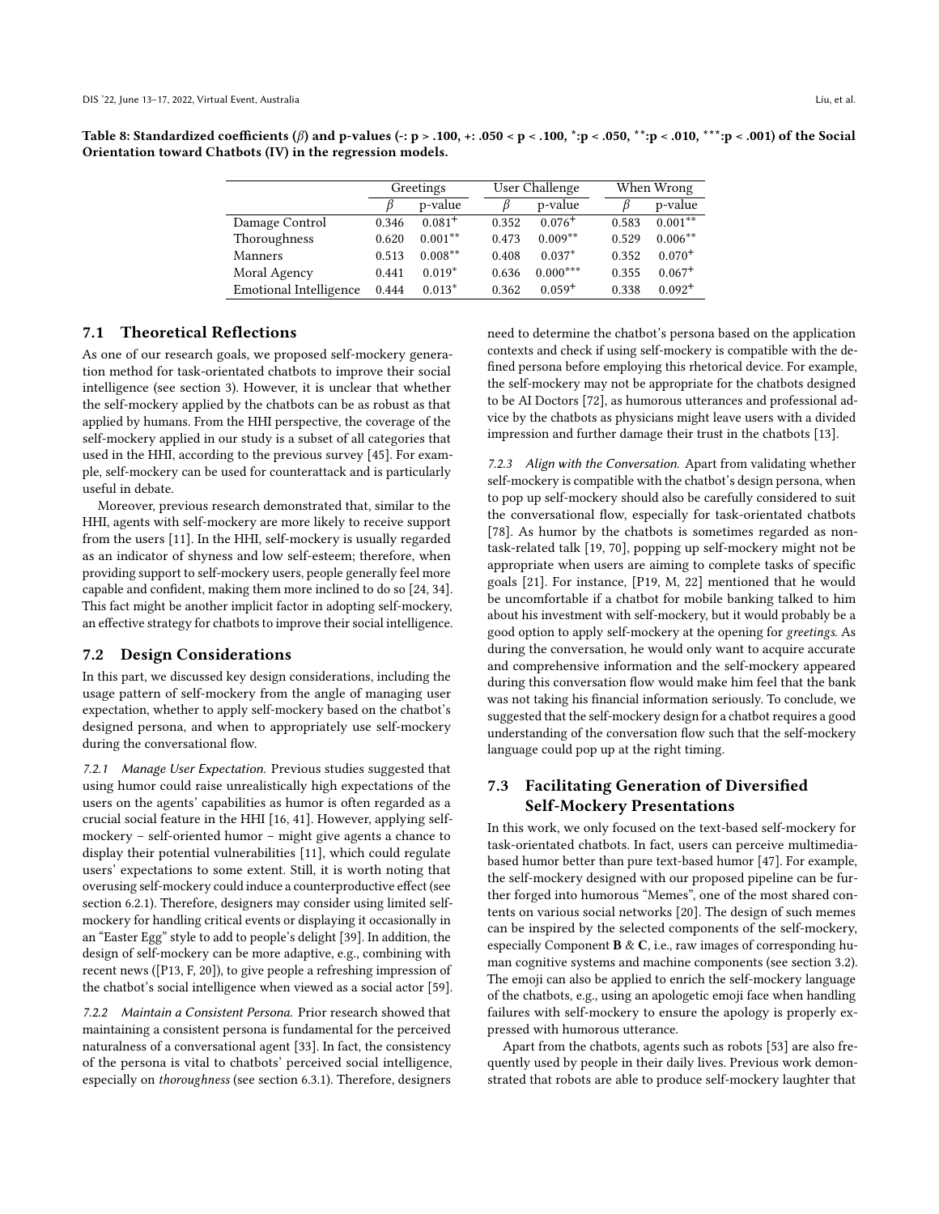Table 8: Standardized coefficients ($\beta$) and p-values (-: p > .100, +: .050 < p < .100, *:p < .050, **:p < .010, ***:p < .001) of the Social Orientation toward Chatbots (IV) in the regression models.

| | Greetings | | User Challenge | | When Wrong | |
|---|---|---|---|---|---|---|
| | $\beta$ | p-value | $\beta$ | p-value | $\beta$ | p-value |
| Damage Control | 0.346 | $0.081^{+}$ | 0.352 | $0.076^{+}$ | 0.583 | $0.001^{**}$ |
| Thoroughness | 0.620 | $0.001^{**}$ | 0.473 | $0.009^{**}$ | 0.529 | $0.006^{**}$ |
| Manners | 0.513 | $0.008^{**}$ | 0.408 | $0.037^{*}$ | 0.352 | $0.070^{+}$ |
| Moral Agency | 0.441 | $0.019^{*}$ | 0.636 | $0.000^{***}$ | 0.355 | $0.067^{+}$ |
| Emotional Intelligence | 0.444 | $0.013^{*}$ | 0.362 | $0.059^{+}$ | 0.338 | $0.092^{+}$ |

## 7.1 Theoretical Reflections

As one of our research goals, we proposed self-mockery generation method for task-orientated chatbots to improve their social intelligence (see section 3). However, it is unclear that whether the self-mockery applied by the chatbots can be as robust as that applied by humans. From the HHI perspective, the coverage of the self-mockery applied in our study is a subset of all categories that used in the HHI, according to the previous survey [45]. For example, self-mockery can be used for counterattack and is particularly useful in debate.

Moreover, previous research demonstrated that, similar to the HHI, agents with self-mockery are more likely to receive support from the users [11]. In the HHI, self-mockery is usually regarded as an indicator of shyness and low self-esteem; therefore, when providing support to self-mockery users, people generally feel more capable and confident, making them more inclined to do so [24, 34]. This fact might be another implicit factor in adopting self-mockery, an effective strategy for chatbots to improve their social intelligence.

## 7.2 Design Considerations

In this part, we discussed key design considerations, including the usage pattern of self-mockery from the angle of managing user expectation, whether to apply self-mockery based on the chatbot's designed persona, and when to appropriately use self-mockery during the conversational flow.

### 7.2.1 Manage User Expectation.

Previous studies suggested that using humor could raise unrealistically high expectations of the users on the agents' capabilities as humor is often regarded as a crucial social feature in the HHI [16, 41]. However, applying self-mockery – self-oriented humor – might give agents a chance to display their potential vulnerabilities [11], which could regulate users' expectations to some extent. Still, it is worth noting that overusing self-mockery could induce a counterproductive effect (see section 6.2.1). Therefore, designers may consider using limited self-mockery for handling critical events or displaying it occasionally in an "Easter Egg" style to add to people's delight [39]. In addition, the design of self-mockery can be more adaptive, e.g., combining with recent news ([P13, F, 20]), to give people a refreshing impression of the chatbot's social intelligence when viewed as a social actor [59].

### 7.2.2 Maintain a Consistent Persona.

Prior research showed that maintaining a consistent persona is fundamental for the perceived naturalness of a conversational agent [33]. In fact, the consistency of the persona is vital to chatbots' perceived social intelligence, especially on *thoroughness* (see section 6.3.1). Therefore, designers need to determine the chatbot's persona based on the application contexts and check if using self-mockery is compatible with the defined persona before employing this rhetorical device. For example, the self-mockery may not be appropriate for the chatbots designed to be AI Doctors [72], as humorous utterances and professional advice by the chatbots as physicians might leave users with a divided impression and further damage their trust in the chatbots [13].

### 7.2.3 Align with the Conversation.

Apart from validating whether self-mockery is compatible with the chatbot's design persona, when to pop up self-mockery should also be carefully considered to suit the conversational flow, especially for task-orientated chatbots [78]. As humor by the chatbots is sometimes regarded as non-task-related talk [19, 70], popping up self-mockery might not be appropriate when users are aiming to complete tasks of specific goals [21]. For instance, [P19, M, 22] mentioned that he would be uncomfortable if a chatbot for mobile banking talked to him about his investment with self-mockery, but it would probably be a good option to apply self-mockery at the opening for *greetings*. As during the conversation, he would only want to acquire accurate and comprehensive information and the self-mockery appeared during this conversation flow would make him feel that the bank was not taking his financial information seriously. To conclude, we suggested that the self-mockery design for a chatbot requires a good understanding of the conversation flow such that the self-mockery language could pop up at the right timing.

## 7.3 Facilitating Generation of Diversified Self-Mockery Presentations

In this work, we only focused on the text-based self-mockery for task-orientated chatbots. In fact, users can perceive multimedia-based humor better than pure text-based humor [47]. For example, the self-mockery designed with our proposed pipeline can be further forged into humorous "Memes", one of the most shared contents on various social networks [20]. The design of such memes can be inspired by the selected components of the self-mockery, especially Component **B** & **C**, i.e., raw images of corresponding human cognitive systems and machine components (see section 3.2). The emoji can also be applied to enrich the self-mockery language of the chatbots, e.g., using an apologetic emoji face when handling failures with self-mockery to ensure the apology is properly expressed with humorous utterance.

Apart from the chatbots, agents such as robots [53] are also frequently used by people in their daily lives. Previous work demonstrated that robots are able to produce self-mockery laughter that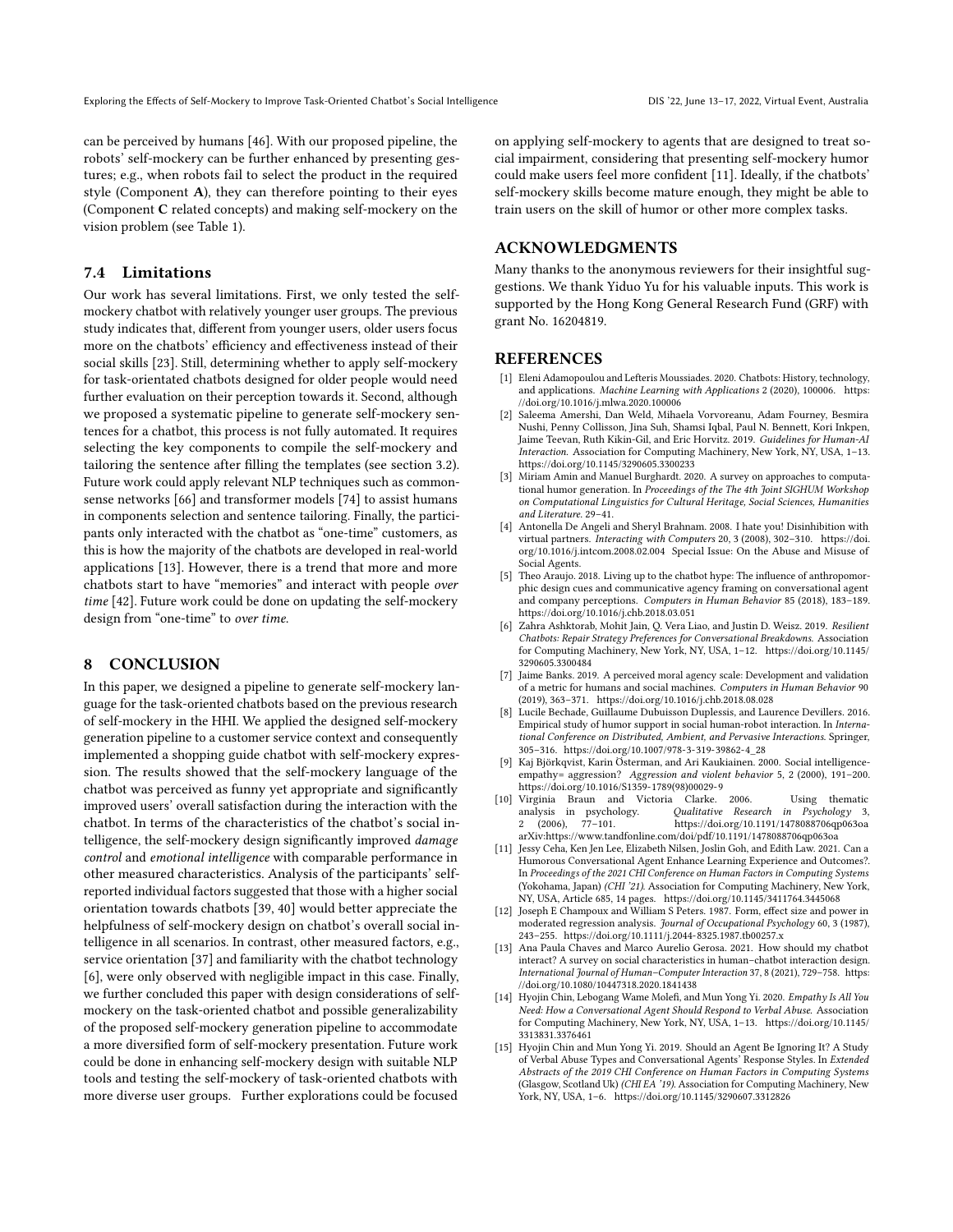can be perceived by humans [46]. With our proposed pipeline, the robots' self-mockery can be further enhanced by presenting gestures; e.g., when robots fail to select the product in the required style (Component **A**), they can therefore pointing to their eyes (Component **C** related concepts) and making self-mockery on the vision problem (see Table 1).

### 7.4 Limitations

Our work has several limitations. First, we only tested the self-mockery chatbot with relatively younger user groups. The previous study indicates that, different from younger users, older users focus more on the chatbots' efficiency and effectiveness instead of their social skills [23]. Still, determining whether to apply self-mockery for task-orientated chatbots designed for older people would need further evaluation on their perception towards it. Second, although we proposed a systematic pipeline to generate self-mockery sentences for a chatbot, this process is not fully automated. It requires selecting the key components to compile the self-mockery and tailoring the sentence after filling the templates (see section 3.2). Future work could apply relevant NLP techniques such as commonsense networks [66] and transformer models [74] to assist humans in components selection and sentence tailoring. Finally, the participants only interacted with the chatbot as "one-time" customers, as this is how the majority of the chatbots are developed in real-world applications [13]. However, there is a trend that more and more chatbots start to have "memories" and interact with people *over time* [42]. Future work could be done on updating the self-mockery design from "one-time" to *over time*.

## 8 CONCLUSION

In this paper, we designed a pipeline to generate self-mockery language for the task-oriented chatbots based on the previous research of self-mockery in the HHI. We applied the designed self-mockery generation pipeline to a customer service context and consequently implemented a shopping guide chatbot with self-mockery expression. The results showed that the self-mockery language of the chatbot was perceived as funny yet appropriate and significantly improved users' overall satisfaction during the interaction with the chatbot. In terms of the characteristics of the chatbot's social intelligence, the self-mockery design significantly improved *damage control* and *emotional intelligence* with comparable performance in other measured characteristics. Analysis of the participants' self-reported individual factors suggested that those with a higher social orientation towards chatbots [39, 40] would better appreciate the helpfulness of self-mockery design on chatbot's overall social intelligence in all scenarios. In contrast, other measured factors, e.g., service orientation [37] and familiarity with the chatbot technology [6], were only observed with negligible impact in this case. Finally, we further concluded this paper with design considerations of self-mockery on the task-oriented chatbot and possible generalizability of the proposed self-mockery generation pipeline to accommodate a more diversified form of self-mockery presentation. Future work could be done in enhancing self-mockery design with suitable NLP tools and testing the self-mockery of task-oriented chatbots with more diverse user groups. Further explorations could be focused on applying self-mockery to agents that are designed to treat social impairment, considering that presenting self-mockery humor could make users feel more confident [11]. Ideally, if the chatbots' self-mockery skills become mature enough, they might be able to train users on the skill of humor or other more complex tasks.

## ACKNOWLEDGMENTS

Many thanks to the anonymous reviewers for their insightful suggestions. We thank Yiduo Yu for his valuable inputs. This work is supported by the Hong Kong General Research Fund (GRF) with grant No. 16204819.

## REFERENCES

[1] Eleni Adamopoulou and Lefteris Moussiades. 2020. Chatbots: History, technology, and applications. *Machine Learning with Applications* 2 (2020), 100006. https://doi.org/10.1016/j.mlwa.2020.100006

[2] Saleema Amershi, Dan Weld, Mihaela Vorvoreanu, Adam Fourney, Besmira Nushi, Penny Collisson, Jina Suh, Shamsi Iqbal, Paul N. Bennett, Kori Inkpen, Jaime Teevan, Ruth Kikin-Gil, and Eric Horvitz. 2019. *Guidelines for Human-AI Interaction.* Association for Computing Machinery, New York, NY, USA, 1–13. https://doi.org/10.1145/3290605.3300233

[3] Miriam Amin and Manuel Burghardt. 2020. A survey on approaches to computational humor generation. In *Proceedings of the The 4th Joint SIGHUM Workshop on Computational Linguistics for Cultural Heritage, Social Sciences, Humanities and Literature.* 29–41.

[4] Antonella De Angeli and Sheryl Brahnam. 2008. I hate you! Disinhibition with virtual partners. *Interacting with Computers* 20, 3 (2008), 302–310. https://doi.org/10.1016/j.intcom.2008.02.004 Special Issue: On the Abuse and Misuse of Social Agents.

[5] Theo Araujo. 2018. Living up to the chatbot hype: The influence of anthropomorphic design cues and communicative agency framing on conversational agent and company perceptions. *Computers in Human Behavior* 85 (2018), 183–189. https://doi.org/10.1016/j.chb.2018.03.051

[6] Zahra Ashktorab, Mohit Jain, Q. Vera Liao, and Justin D. Weisz. 2019. *Resilient Chatbots: Repair Strategy Preferences for Conversational Breakdowns.* Association for Computing Machinery, New York, NY, USA, 1–12. https://doi.org/10.1145/3290605.3300484

[7] Jaime Banks. 2019. A perceived moral agency scale: Development and validation of a metric for humans and social machines. *Computers in Human Behavior* 90 (2019), 363–371. https://doi.org/10.1016/j.chb.2018.08.028

[8] Lucile Bechade, Guillaume Dubuisson Duplessis, and Laurence Devillers. 2016. Empirical study of humor support in social human-robot interaction. In *International Conference on Distributed, Ambient, and Pervasive Interactions.* Springer, 305–316. https://doi.org/10.1007/978-3-319-39862-4_28

[9] Kaj Björkqvist, Karin Österman, and Ari Kaukiainen. 2000. Social intelligence-empathy= aggression? *Aggression and violent behavior* 5, 2 (2000), 191–200. https://doi.org/10.1016/S1359-1789(98)00029-9

[10] Virginia Braun and Victoria Clarke. 2006. Using thematic analysis in psychology. *Qualitative Research in Psychology* 3, 2 (2006), 77–101. https://doi.org/10.1191/1478088706qp063oa arXiv:https://www.tandfonline.com/doi/pdf/10.1191/1478088706qp063oa

[11] Jessy Ceha, Ken Jen Lee, Elizabeth Nilsen, Joslin Goh, and Edith Law. 2021. Can a Humorous Conversational Agent Enhance Learning Experience and Outcomes?. In *Proceedings of the 2021 CHI Conference on Human Factors in Computing Systems* (Yokohama, Japan) *(CHI '21).* Association for Computing Machinery, New York, NY, USA, Article 685, 14 pages. https://doi.org/10.1145/3411764.3445068

[12] Joseph E Champoux and William S Peters. 1987. Form, effect size and power in moderated regression analysis. *Journal of Occupational Psychology* 60, 3 (1987), 243–255. https://doi.org/10.1111/j.2044-8325.1987.tb00257.x

[13] Ana Paula Chaves and Marco Aurelio Gerosa. 2021. How should my chatbot interact? A survey on social characteristics in human–chatbot interaction design. *International Journal of Human–Computer Interaction* 37, 8 (2021), 729–758. https://doi.org/10.1080/10447318.2020.1841438

[14] Hyojin Chin, Lebogang Wame Molefi, and Mun Yong Yi. 2020. *Empathy Is All You Need: How a Conversational Agent Should Respond to Verbal Abuse.* Association for Computing Machinery, New York, NY, USA, 1–13. https://doi.org/10.1145/3313831.3376461

[15] Hyojin Chin and Mun Yong Yi. 2019. Should an Agent Be Ignoring It? A Study of Verbal Abuse Types and Conversational Agents' Response Styles. In *Extended Abstracts of the 2019 CHI Conference on Human Factors in Computing Systems* (Glasgow, Scotland Uk) *(CHI EA '19).* Association for Computing Machinery, New York, NY, USA, 1–6. https://doi.org/10.1145/3290607.3312826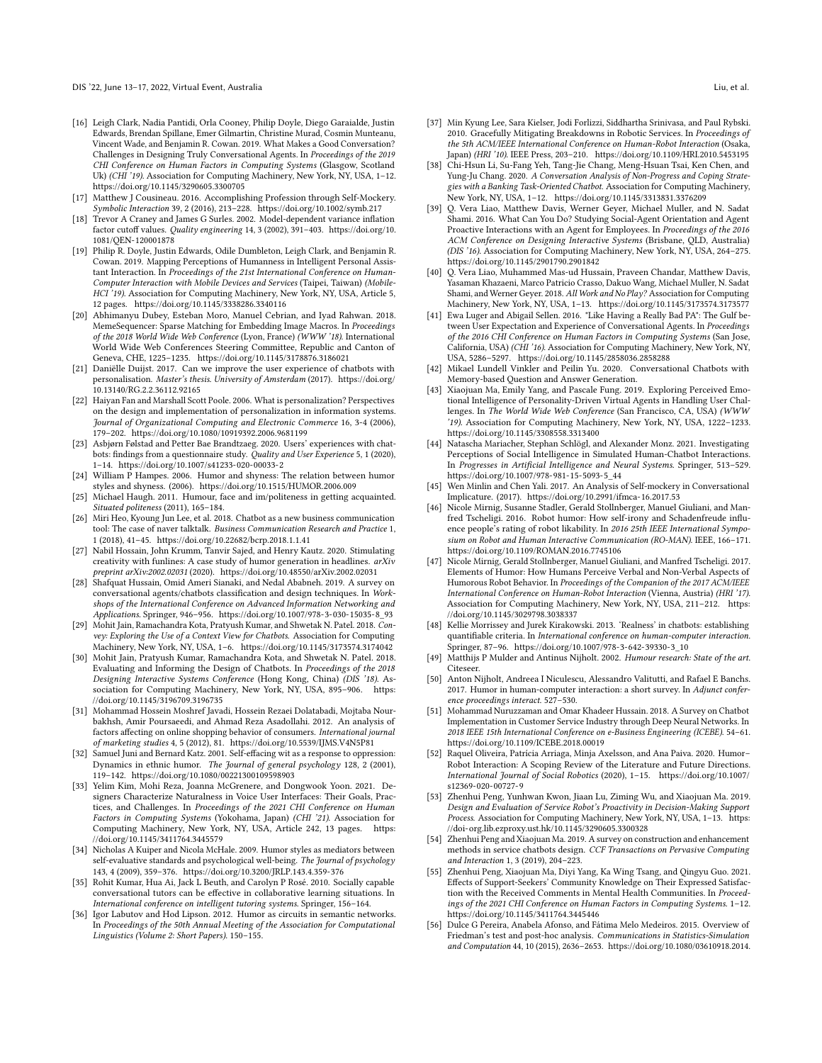[16] Leigh Clark, Nadia Pantidi, Orla Cooney, Philip Doyle, Diego Garaialde, Justin Edwards, Brendan Spillane, Emer Gilmartin, Christine Murad, Cosmin Munteanu, Vincent Wade, and Benjamin R. Cowan. 2019. What Makes a Good Conversation? Challenges in Designing Truly Conversational Agents. In *Proceedings of the 2019 CHI Conference on Human Factors in Computing Systems* (Glasgow, Scotland Uk) *(CHI '19)*. Association for Computing Machinery, New York, NY, USA, 1–12. https://doi.org/10.1145/3290605.3300705

[17] Matthew J Cousineau. 2016. Accomplishing Profession through Self-Mockery. *Symbolic Interaction* 39, 2 (2016), 213–228. https://doi.org/10.1002/symb.217

[18] Trevor A Craney and James G Surles. 2002. Model-dependent variance inflation factor cutoff values. *Quality engineering* 14, 3 (2002), 391–403. https://doi.org/10.1081/QEN-120001878

[19] Philip R. Doyle, Justin Edwards, Odile Dumbleton, Leigh Clark, and Benjamin R. Cowan. 2019. Mapping Perceptions of Humanness in Intelligent Personal Assistant Interaction. In *Proceedings of the 21st International Conference on Human-Computer Interaction with Mobile Devices and Services* (Taipei, Taiwan) *(Mobile-HCI '19)*. Association for Computing Machinery, New York, NY, USA, Article 5, 12 pages. https://doi.org/10.1145/3338286.3340116

[20] Abhimanyu Dubey, Esteban Moro, Manuel Cebrian, and Iyad Rahwan. 2018. MemeSequencer: Sparse Matching for Embedding Image Macros. In *Proceedings of the 2018 World Wide Web Conference* (Lyon, France) *(WWW '18)*. International World Wide Web Conferences Steering Committee, Republic and Canton of Geneva, CHE, 1225–1235. https://doi.org/10.1145/3178876.3186021

[21] Daniëlle Duijst. 2017. Can we improve the user experience of chatbots with personalisation. *Master's thesis. University of Amsterdam* (2017). https://doi.org/10.13140/RG.2.2.36112.92165

[22] Haiyan Fan and Marshall Scott Poole. 2006. What is personalization? Perspectives on the design and implementation of personalization in information systems. *Journal of Organizational Computing and Electronic Commerce* 16, 3-4 (2006), 179–202. https://doi.org/10.1080/10919392.2006.9681199

[23] Asbjørn Følstad and Petter Bae Brandtzaeg. 2020. Users' experiences with chatbots: findings from a questionnaire study. *Quality and User Experience* 5, 1 (2020), 1–14. https://doi.org/10.1007/s41233-020-00033-2

[24] William P Hampes. 2006. Humor and shyness: The relation between humor styles and shyness. (2006). https://doi.org/10.1515/HUMOR.2006.009

[25] Michael Haugh. 2011. Humour, face and im/politeness in getting acquainted. *Situated politeness* (2011), 165–184.

[26] Miri Heo, Kyoung Jun Lee, et al. 2018. Chatbot as a new business communication tool: The case of naver talktalk. *Business Communication Research and Practice* 1, 1 (2018), 41–45. https://doi.org/10.22682/bcrp.2018.1.1.41

[27] Nabil Hossain, John Krumm, Tanvir Sajed, and Henry Kautz. 2020. Stimulating creativity with funlines: A case study of humor generation in headlines. *arXiv preprint arXiv:2002.02031* (2020). https://doi.org/10.48550/arXiv.2002.02031

[28] Shafquat Hussain, Omid Ameri Sianaki, and Nedal Ababneh. 2019. A survey on conversational agents/chatbots classification and design techniques. In *Workshops of the International Conference on Advanced Information Networking and Applications*. Springer, 946–956. https://doi.org/10.1007/978-3-030-15035-8_93

[29] Mohit Jain, Ramachandra Kota, Pratyush Kumar, and Shwetak N. Patel. 2018. *Convey: Exploring the Use of a Context View for Chatbots*. Association for Computing Machinery, New York, NY, USA, 1–6. https://doi.org/10.1145/3173574.3174042

[30] Mohit Jain, Pratyush Kumar, Ramachandra Kota, and Shwetak N. Patel. 2018. Evaluating and Informing the Design of Chatbots. In *Proceedings of the 2018 Designing Interactive Systems Conference* (Hong Kong, China) *(DIS '18)*. Association for Computing Machinery, New York, NY, USA, 895–906. https://doi.org/10.1145/3196709.3196735

[31] Mohammad Hossein Moshref Javadi, Hossein Rezaei Dolatabadi, Mojtaba Nourbakhsh, Amir Poursaeedi, and Ahmad Reza Asadollahi. 2012. An analysis of factors affecting on online shopping behavior of consumers. *International journal of marketing studies* 4, 5 (2012), 81. https://doi.org/10.5539/IJMS.V4N5P81

[32] Samuel Juni and Bernard Katz. 2001. Self-effacing wit as a response to oppression: Dynamics in ethnic humor. *The Journal of general psychology* 128, 2 (2001), 119–142. https://doi.org/10.1080/00221300109598903

[33] Yelim Kim, Mohi Reza, Joanna McGrenere, and Dongwook Yoon. 2021. Designers Characterize Naturalness in Voice User Interfaces: Their Goals, Practices, and Challenges. In *Proceedings of the 2021 CHI Conference on Human Factors in Computing Systems* (Yokohama, Japan) *(CHI '21)*. Association for Computing Machinery, New York, NY, USA, Article 242, 13 pages. https://doi.org/10.1145/3411764.3445579

[34] Nicholas A Kuiper and Nicola McHale. 2009. Humor styles as mediators between self-evaluative standards and psychological well-being. *The Journal of psychology* 143, 4 (2009), 359–376. https://doi.org/10.3200/JRLP.143.4.359-376

[35] Rohit Kumar, Hua Ai, Jack L Beuth, and Carolyn P Rosé. 2010. Socially capable conversational tutors can be effective in collaborative learning situations. In *International conference on intelligent tutoring systems*. Springer, 156–164.

[36] Igor Labutov and Hod Lipson. 2012. Humor as circuits in semantic networks. In *Proceedings of the 50th Annual Meeting of the Association for Computational Linguistics (Volume 2: Short Papers)*. 150–155.

[37] Min Kyung Lee, Sara Kielser, Jodi Forlizzi, Siddhartha Srinivasa, and Paul Rybski. 2010. Gracefully Mitigating Breakdowns in Robotic Services. In *Proceedings of the 5th ACM/IEEE International Conference on Human-Robot Interaction* (Osaka, Japan) *(HRI '10)*. IEEE Press, 203–210. https://doi.org/10.1109/HRI.2010.5453195

[38] Chi-Hsun Li, Su-Fang Yeh, Tang-Jie Chang, Meng-Hsuan Tsai, Ken Chen, and Yung-Ju Chang. 2020. *A Conversation Analysis of Non-Progress and Coping Strategies with a Banking Task-Oriented Chatbot*. Association for Computing Machinery, New York, NY, USA, 1–12. https://doi.org/10.1145/3313831.3376209

[39] Q. Vera Liao, Matthew Davis, Werner Geyer, Michael Muller, and N. Sadat Shami. 2016. What Can You Do? Studying Social-Agent Orientation and Agent Proactive Interactions with an Agent for Employees. In *Proceedings of the 2016 ACM Conference on Designing Interactive Systems* (Brisbane, QLD, Australia) *(DIS '16)*. Association for Computing Machinery, New York, NY, USA, 264–275. https://doi.org/10.1145/2901790.2901842

[40] Q. Vera Liao, Muhammed Mas-ud Hussain, Praveen Chandar, Matthew Davis, Yasaman Khazaeni, Marco Patricio Crasso, Dakuo Wang, Michael Muller, N. Sadat Shami, and Werner Geyer. 2018. *All Work and No Play?* Association for Computing Machinery, New York, NY, USA, 1–13. https://doi.org/10.1145/3173574.3173577

[41] Ewa Luger and Abigail Sellen. 2016. "Like Having a Really Bad PA": The Gulf between User Expectation and Experience of Conversational Agents. In *Proceedings of the 2016 CHI Conference on Human Factors in Computing Systems* (San Jose, California, USA) *(CHI '16)*. Association for Computing Machinery, New York, NY, USA, 5286–5297. https://doi.org/10.1145/2858036.2858288

[42] Mikael Lundell Vinkler and Peilin Yu. 2020. Conversational Chatbots with Memory-based Question and Answer Generation.

[43] Xiaojuan Ma, Emily Yang, and Pascale Fung. 2019. Exploring Perceived Emotional Intelligence of Personality-Driven Virtual Agents in Handling User Challenges. In *The World Wide Web Conference* (San Francisco, CA, USA) *(WWW '19)*. Association for Computing Machinery, New York, NY, USA, 1222–1233. https://doi.org/10.1145/3308558.3313400

[44] Natascha Mariacher, Stephan Schlögl, and Alexander Monz. 2021. Investigating Perceptions of Social Intelligence in Simulated Human-Chatbot Interactions. In *Progresses in Artificial Intelligence and Neural Systems*. Springer, 513–529. https://doi.org/10.1007/978-981-15-5093-5_44

[45] Wen Minlin and Chen Yali. 2017. An Analysis of Self-mockery in Conversational Implicature. (2017). https://doi.org/10.2991/ifmca-16.2017.53

[46] Nicole Mirnig, Susanne Stadler, Gerald Stollnberger, Manuel Giuliani, and Manfred Tscheligi. 2016. Robot humor: How self-irony and Schadenfreude influence people's rating of robot likability. In *2016 25th IEEE International Symposium on Robot and Human Interactive Communication (RO-MAN)*. IEEE, 166–171. https://doi.org/10.1109/ROMAN.2016.7745106

[47] Nicole Mirnig, Gerald Stollnberger, Manuel Giuliani, and Manfred Tscheligi. 2017. Elements of Humor: How Humans Perceive Verbal and Non-Verbal Aspects of Humorous Robot Behavior. In *Proceedings of the Companion of the 2017 ACM/IEEE International Conference on Human-Robot Interaction* (Vienna, Austria) *(HRI '17)*. Association for Computing Machinery, New York, NY, USA, 211–212. https://doi.org/10.1145/3029798.3038337

[48] Kellie Morrissey and Jurek Kirakowski. 2013. 'Realness' in chatbots: establishing quantifiable criteria. In *International conference on human-computer interaction*. Springer, 87–96. https://doi.org/10.1007/978-3-642-39330-3_10

[49] Matthijs P Mulder and Antinus Nijholt. 2002. *Humour research: State of the art*. Citeseer.

[50] Anton Nijholt, Andreea I Niculescu, Alessandro Valitutti, and Rafael E Banchs. 2017. Humor in human-computer interaction: a short survey. In *Adjunct conference proceedings interact*. 527–530.

[51] Mohammad Nuruzzaman and Omar Khadeer Hussain. 2018. A Survey on Chatbot Implementation in Customer Service Industry through Deep Neural Networks. In *2018 IEEE 15th International Conference on e-Business Engineering (ICEBE)*. 54–61. https://doi.org/10.1109/ICEBE.2018.00019

[52] Raquel Oliveira, Patrícia Arriaga, Minja Axelsson, and Ana Paiva. 2020. Humor–Robot Interaction: A Scoping Review of the Literature and Future Directions. *International Journal of Social Robotics* (2020), 1–15. https://doi.org/10.1007/s12369-020-00727-9

[53] Zhenhui Peng, Yunhwan Kwon, Jiaan Lu, Ziming Wu, and Xiaojuan Ma. 2019. *Design and Evaluation of Service Robot's Proactivity in Decision-Making Support Process*. Association for Computing Machinery, New York, NY, USA, 1–13. https://doi-org.lib.ezproxy.ust.hk/10.1145/3290605.3300328

[54] Zhenhui Peng and Xiaojuan Ma. 2019. A survey on construction and enhancement methods in service chatbots design. *CCF Transactions on Pervasive Computing and Interaction* 1, 3 (2019), 204–223.

[55] Zhenhui Peng, Xiaojuan Ma, Diyi Yang, Ka Wing Tsang, and Qingyu Guo. 2021. Effects of Support-Seekers' Community Knowledge on Their Expressed Satisfaction with the Received Comments in Mental Health Communities. In *Proceedings of the 2021 CHI Conference on Human Factors in Computing Systems*. 1–12. https://doi.org/10.1145/3411764.3445446

[56] Dulce G Pereira, Anabela Afonso, and Fátima Melo Medeiros. 2015. Overview of Friedman's test and post-hoc analysis. *Communications in Statistics-Simulation and Computation* 44, 10 (2015), 2636–2653. https://doi.org/10.1080/03610918.2014.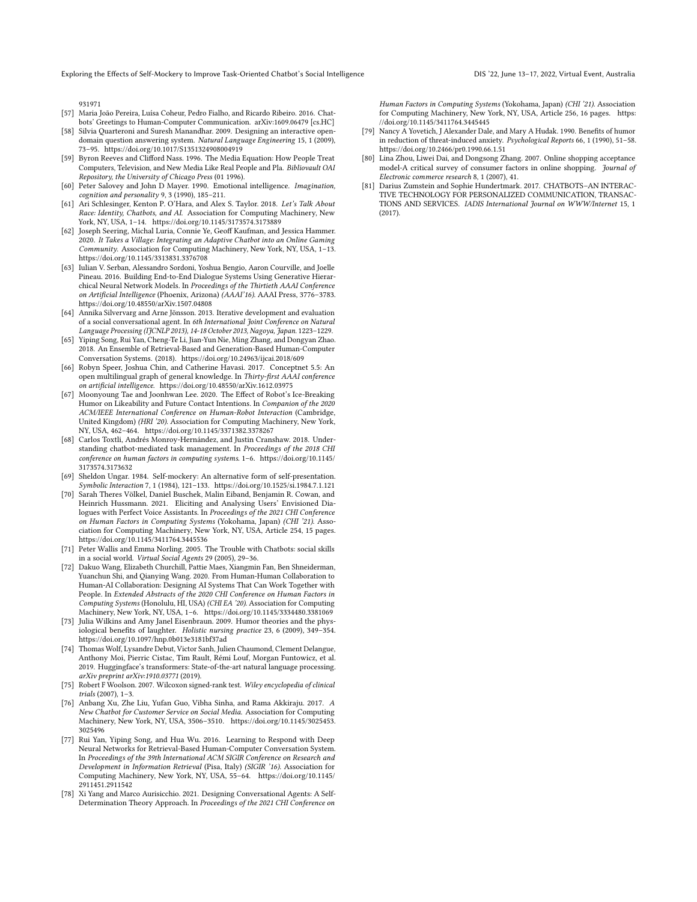931971

[57] Maria João Pereira, Luísa Coheur, Pedro Fialho, and Ricardo Ribeiro. 2016. Chatbots' Greetings to Human-Computer Communication. arXiv:1609.06479 [cs.HC]

[58] Silvia Quarteroni and Suresh Manandhar. 2009. Designing an interactive open-domain question answering system. *Natural Language Engineering* 15, 1 (2009), 73–95. https://doi.org/10.1017/S1351324908004919

[59] Byron Reeves and Clifford Nass. 1996. The Media Equation: How People Treat Computers, Television, and New Media Like Real People and Pla. *Bibliovault OAI Repository, the University of Chicago Press* (01 1996).

[60] Peter Salovey and John D Mayer. 1990. Emotional intelligence. *Imagination, cognition and personality* 9, 3 (1990), 185–211.

[61] Ari Schlesinger, Kenton P. O'Hara, and Alex S. Taylor. 2018. *Let's Talk About Race: Identity, Chatbots, and AI.* Association for Computing Machinery, New York, NY, USA, 1–14. https://doi.org/10.1145/3173574.3173889

[62] Joseph Seering, Michal Luria, Connie Ye, Geoff Kaufman, and Jessica Hammer. 2020. *It Takes a Village: Integrating an Adaptive Chatbot into an Online Gaming Community.* Association for Computing Machinery, New York, NY, USA, 1–13. https://doi.org/10.1145/3313831.3376708

[63] Iulian V. Serban, Alessandro Sordoni, Yoshua Bengio, Aaron Courville, and Joelle Pineau. 2016. Building End-to-End Dialogue Systems Using Generative Hierarchical Neural Network Models. In *Proceedings of the Thirtieth AAAI Conference on Artificial Intelligence* (Phoenix, Arizona) *(AAAI'16)*. AAAI Press, 3776–3783. https://doi.org/10.48550/arXiv.1507.04808

[64] Annika Silvervarg and Arne Jönsson. 2013. Iterative development and evaluation of a social conversational agent. In *6th International Joint Conference on Natural Language Processing (IJCNLP 2013), 14-18 October 2013, Nagoya, Japan.* 1223–1229.

[65] Yiping Song, Rui Yan, Cheng-Te Li, Jian-Yun Nie, Ming Zhang, and Dongyan Zhao. 2018. An Ensemble of Retrieval-Based and Generation-Based Human-Computer Conversation Systems. (2018). https://doi.org/10.24963/ijcai.2018/609

[66] Robyn Speer, Joshua Chin, and Catherine Havasi. 2017. Conceptnet 5.5: An open multilingual graph of general knowledge. In *Thirty-first AAAI conference on artificial intelligence.* https://doi.org/10.48550/arXiv.1612.03975

[67] Moonyoung Tae and Joonhwan Lee. 2020. The Effect of Robot's Ice-Breaking Humor on Likeability and Future Contact Intentions. In *Companion of the 2020 ACM/IEEE International Conference on Human-Robot Interaction* (Cambridge, United Kingdom) *(HRI '20)*. Association for Computing Machinery, New York, NY, USA, 462–464. https://doi.org/10.1145/3371382.3378267

[68] Carlos Toxtli, Andrés Monroy-Hernández, and Justin Cranshaw. 2018. Understanding chatbot-mediated task management. In *Proceedings of the 2018 CHI conference on human factors in computing systems.* 1–6. https://doi.org/10.1145/3173574.3173632

[69] Sheldon Ungar. 1984. Self-mockery: An alternative form of self-presentation. *Symbolic Interaction* 7, 1 (1984), 121–133. https://doi.org/10.1525/si.1984.7.1.121

[70] Sarah Theres Völkel, Daniel Buschek, Malin Eiband, Benjamin R. Cowan, and Heinrich Hussmann. 2021. Eliciting and Analysing Users' Envisioned Dialogues with Perfect Voice Assistants. In *Proceedings of the 2021 CHI Conference on Human Factors in Computing Systems* (Yokohama, Japan) *(CHI '21)*. Association for Computing Machinery, New York, NY, USA, Article 254, 15 pages. https://doi.org/10.1145/3411764.3445536

[71] Peter Wallis and Emma Norling. 2005. The Trouble with Chatbots: social skills in a social world. *Virtual Social Agents* 29 (2005), 29–36.

[72] Dakuo Wang, Elizabeth Churchill, Pattie Maes, Xiangmin Fan, Ben Shneiderman, Yuanchun Shi, and Qianying Wang. 2020. From Human-Human Collaboration to Human-AI Collaboration: Designing AI Systems That Can Work Together with People. In *Extended Abstracts of the 2020 CHI Conference on Human Factors in Computing Systems* (Honolulu, HI, USA) *(CHI EA '20)*. Association for Computing Machinery, New York, NY, USA, 1–6. https://doi.org/10.1145/3334480.3381069

[73] Julia Wilkins and Amy Janel Eisenbraun. 2009. Humor theories and the physiological benefits of laughter. *Holistic nursing practice* 23, 6 (2009), 349–354. https://doi.org/10.1097/hnp.0b013e3181bf37ad

[74] Thomas Wolf, Lysandre Debut, Victor Sanh, Julien Chaumond, Clement Delangue, Anthony Moi, Pierric Cistac, Tim Rault, Rémi Louf, Morgan Funtowicz, et al. 2019. Huggingface's transformers: State-of-the-art natural language processing. *arXiv preprint arXiv:1910.03771* (2019).

[75] Robert F Woolson. 2007. Wilcoxon signed-rank test. *Wiley encyclopedia of clinical trials* (2007), 1–3.

[76] Anbang Xu, Zhe Liu, Yufan Guo, Vibha Sinha, and Rama Akkiraju. 2017. *A New Chatbot for Customer Service on Social Media.* Association for Computing Machinery, New York, NY, USA, 3506–3510. https://doi.org/10.1145/3025453.3025496

[77] Rui Yan, Yiping Song, and Hua Wu. 2016. Learning to Respond with Deep Neural Networks for Retrieval-Based Human-Computer Conversation System. In *Proceedings of the 39th International ACM SIGIR Conference on Research and Development in Information Retrieval* (Pisa, Italy) *(SIGIR '16)*. Association for Computing Machinery, New York, NY, USA, 55–64. https://doi.org/10.1145/2911451.2911542

[78] Xi Yang and Marco Aurisicchio. 2021. Designing Conversational Agents: A Self-Determination Theory Approach. In *Proceedings of the 2021 CHI Conference on Human Factors in Computing Systems* (Yokohama, Japan) *(CHI '21)*. Association for Computing Machinery, New York, NY, USA, Article 256, 16 pages. https://doi.org/10.1145/3411764.3445445

[79] Nancy A Yovetich, J Alexander Dale, and Mary A Hudak. 1990. Benefits of humor in reduction of threat-induced anxiety. *Psychological Reports* 66, 1 (1990), 51–58. https://doi.org/10.2466/pr0.1990.66.1.51

[80] Lina Zhou, Liwei Dai, and Dongsong Zhang. 2007. Online shopping acceptance model-A critical survey of consumer factors in online shopping. *Journal of Electronic commerce research* 8, 1 (2007), 41.

[81] Darius Zumstein and Sophie Hundertmark. 2017. CHATBOTS–AN INTERACTIVE TECHNOLOGY FOR PERSONALIZED COMMUNICATION, TRANSACTIONS AND SERVICES. *IADIS International Journal on WWW/Internet* 15, 1 (2017).